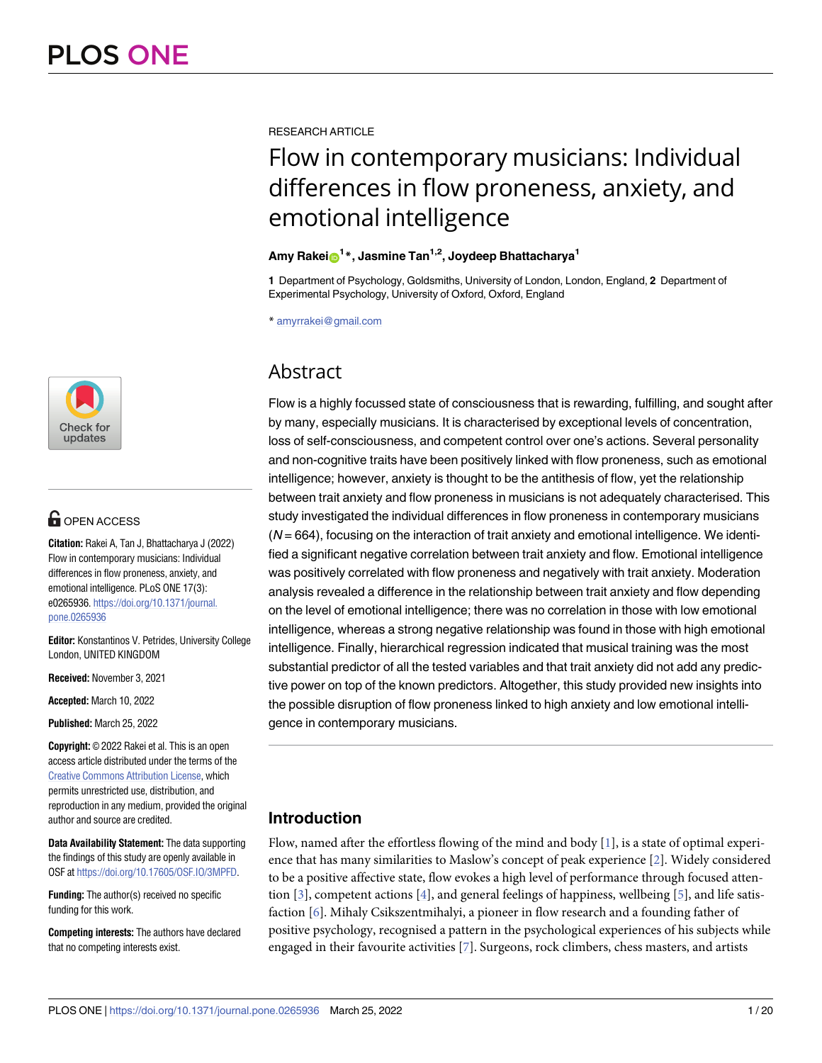RESEARCH ARTICLE

# Flow in contemporary musicians: Individual differences in flow proneness, anxiety, and emotional intelligence

**Amy Rakei[1]*, Jasmine Tan[1,2], Joydeep Bhattacharya[1]**

**1** Department of Psychology, Goldsmiths, University of London, London, England, **2** Department of Experimental Psychology, University of Oxford, Oxford, England

* amyrrakei@gmail.com

OPEN ACCESS

**Citation:** Rakei A, Tan J, Bhattacharya J (2022) Flow in contemporary musicians: Individual differences in flow proneness, anxiety, and emotional intelligence. PLoS ONE 17(3): e0265936. https://doi.org/10.1371/journal.pone.0265936

**Editor:** Konstantinos V. Petrides, University College London, UNITED KINGDOM

**Received:** November 3, 2021

**Accepted:** March 10, 2022

**Published:** March 25, 2022

**Copyright:** © 2022 Rakei et al. This is an open access article distributed under the terms of the Creative Commons Attribution License, which permits unrestricted use, distribution, and reproduction in any medium, provided the original author and source are credited.

**Data Availability Statement:** The data supporting the findings of this study are openly available in OSF at https://doi.org/10.17605/OSF.IO/3MPFD.

**Funding:** The author(s) received no specific funding for this work.

**Competing interests:** The authors have declared that no competing interests exist.

## Abstract

Flow is a highly focussed state of consciousness that is rewarding, fulfilling, and sought after by many, especially musicians. It is characterised by exceptional levels of concentration, loss of self-consciousness, and competent control over one's actions. Several personality and non-cognitive traits have been positively linked with flow proneness, such as emotional intelligence; however, anxiety is thought to be the antithesis of flow, yet the relationship between trait anxiety and flow proneness in musicians is not adequately characterised. This study investigated the individual differences in flow proneness in contemporary musicians ($N = 664$), focusing on the interaction of trait anxiety and emotional intelligence. We identified a significant negative correlation between trait anxiety and flow. Emotional intelligence was positively correlated with flow proneness and negatively with trait anxiety. Moderation analysis revealed a difference in the relationship between trait anxiety and flow depending on the level of emotional intelligence; there was no correlation in those with low emotional intelligence, whereas a strong negative relationship was found in those with high emotional intelligence. Finally, hierarchical regression indicated that musical training was the most substantial predictor of all the tested variables and that trait anxiety did not add any predictive power on top of the known predictors. Altogether, this study provided new insights into the possible disruption of flow proneness linked to high anxiety and low emotional intelligence in contemporary musicians.

## Introduction

Flow, named after the effortless flowing of the mind and body [1], is a state of optimal experience that has many similarities to Maslow's concept of peak experience [2]. Widely considered to be a positive affective state, flow evokes a high level of performance through focused attention [3], competent actions [4], and general feelings of happiness, wellbeing [5], and life satisfaction [6]. Mihaly Csikszentmihalyi, a pioneer in flow research and a founding father of positive psychology, recognised a pattern in the psychological experiences of his subjects while engaged in their favourite activities [7]. Surgeons, rock climbers, chess masters, and artists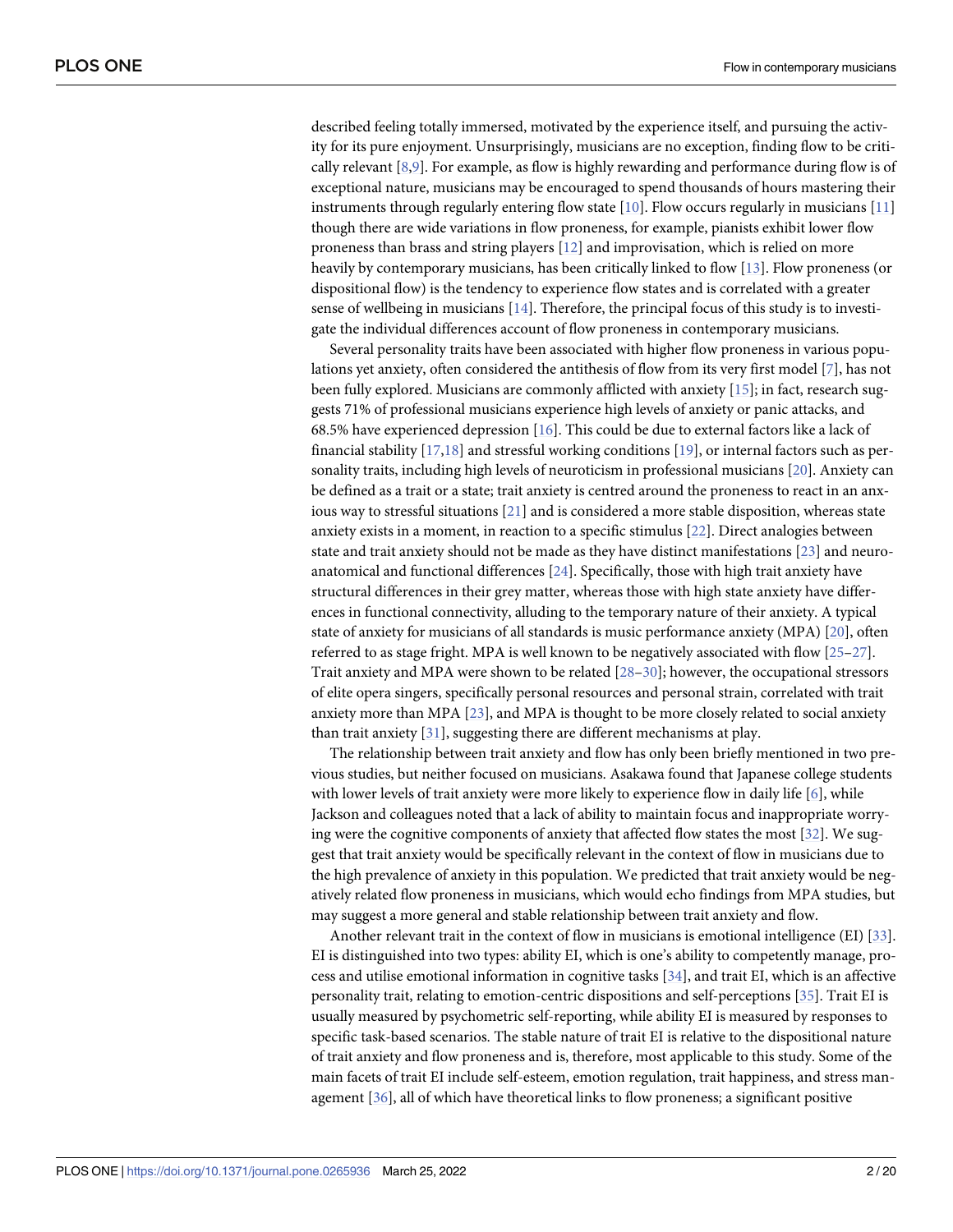described feeling totally immersed, motivated by the experience itself, and pursuing the activity for its pure enjoyment. Unsurprisingly, musicians are no exception, finding flow to be critically relevant [8,9]. For example, as flow is highly rewarding and performance during flow is of exceptional nature, musicians may be encouraged to spend thousands of hours mastering their instruments through regularly entering flow state [10]. Flow occurs regularly in musicians [11] though there are wide variations in flow proneness, for example, pianists exhibit lower flow proneness than brass and string players [12] and improvisation, which is relied on more heavily by contemporary musicians, has been critically linked to flow [13]. Flow proneness (or dispositional flow) is the tendency to experience flow states and is correlated with a greater sense of wellbeing in musicians [14]. Therefore, the principal focus of this study is to investigate the individual differences account of flow proneness in contemporary musicians.

Several personality traits have been associated with higher flow proneness in various populations yet anxiety, often considered the antithesis of flow from its very first model [7], has not been fully explored. Musicians are commonly afflicted with anxiety [15]; in fact, research suggests 71% of professional musicians experience high levels of anxiety or panic attacks, and 68.5% have experienced depression [16]. This could be due to external factors like a lack of financial stability [17,18] and stressful working conditions [19], or internal factors such as personality traits, including high levels of neuroticism in professional musicians [20]. Anxiety can be defined as a trait or a state; trait anxiety is centred around the proneness to react in an anxious way to stressful situations [21] and is considered a more stable disposition, whereas state anxiety exists in a moment, in reaction to a specific stimulus [22]. Direct analogies between state and trait anxiety should not be made as they have distinct manifestations [23] and neuroanatomical and functional differences [24]. Specifically, those with high trait anxiety have structural differences in their grey matter, whereas those with high state anxiety have differences in functional connectivity, alluding to the temporary nature of their anxiety. A typical state of anxiety for musicians of all standards is music performance anxiety (MPA) [20], often referred to as stage fright. MPA is well known to be negatively associated with flow [25–27]. Trait anxiety and MPA were shown to be related [28–30]; however, the occupational stressors of elite opera singers, specifically personal resources and personal strain, correlated with trait anxiety more than MPA [23], and MPA is thought to be more closely related to social anxiety than trait anxiety [31], suggesting there are different mechanisms at play.

The relationship between trait anxiety and flow has only been briefly mentioned in two previous studies, but neither focused on musicians. Asakawa found that Japanese college students with lower levels of trait anxiety were more likely to experience flow in daily life [6], while Jackson and colleagues noted that a lack of ability to maintain focus and inappropriate worrying were the cognitive components of anxiety that affected flow states the most [32]. We suggest that trait anxiety would be specifically relevant in the context of flow in musicians due to the high prevalence of anxiety in this population. We predicted that trait anxiety would be negatively related flow proneness in musicians, which would echo findings from MPA studies, but may suggest a more general and stable relationship between trait anxiety and flow.

Another relevant trait in the context of flow in musicians is emotional intelligence (EI) [33]. EI is distinguished into two types: ability EI, which is one's ability to competently manage, process and utilise emotional information in cognitive tasks [34], and trait EI, which is an affective personality trait, relating to emotion-centric dispositions and self-perceptions [35]. Trait EI is usually measured by psychometric self-reporting, while ability EI is measured by responses to specific task-based scenarios. The stable nature of trait EI is relative to the dispositional nature of trait anxiety and flow proneness and is, therefore, most applicable to this study. Some of the main facets of trait EI include self-esteem, emotion regulation, trait happiness, and stress management [36], all of which have theoretical links to flow proneness; a significant positive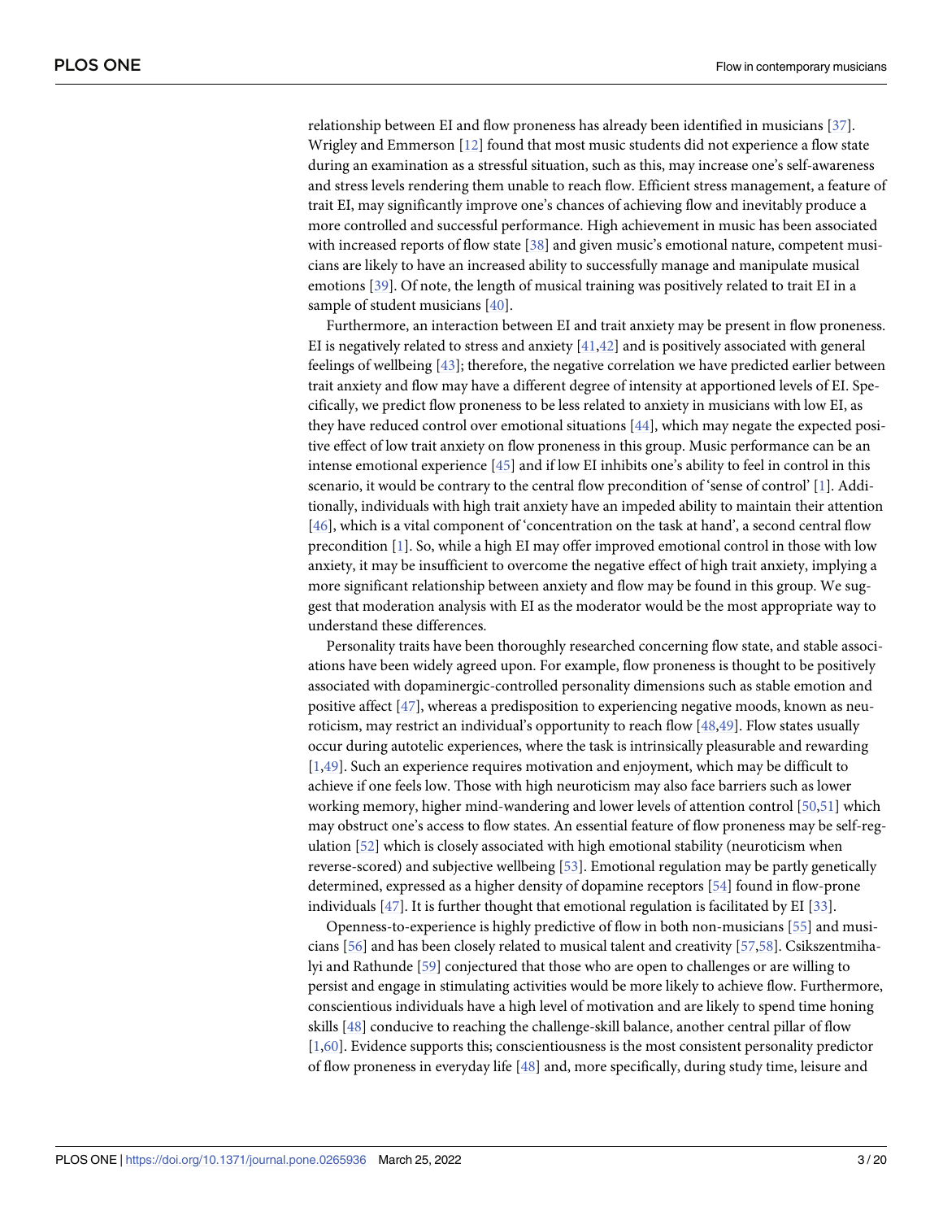relationship between EI and flow proneness has already been identified in musicians [37]. Wrigley and Emmerson [12] found that most music students did not experience a flow state during an examination as a stressful situation, such as this, may increase one's self-awareness and stress levels rendering them unable to reach flow. Efficient stress management, a feature of trait EI, may significantly improve one's chances of achieving flow and inevitably produce a more controlled and successful performance. High achievement in music has been associated with increased reports of flow state [38] and given music's emotional nature, competent musicians are likely to have an increased ability to successfully manage and manipulate musical emotions [39]. Of note, the length of musical training was positively related to trait EI in a sample of student musicians [40].

Furthermore, an interaction between EI and trait anxiety may be present in flow proneness. EI is negatively related to stress and anxiety [41,42] and is positively associated with general feelings of wellbeing [43]; therefore, the negative correlation we have predicted earlier between trait anxiety and flow may have a different degree of intensity at apportioned levels of EI. Specifically, we predict flow proneness to be less related to anxiety in musicians with low EI, as they have reduced control over emotional situations [44], which may negate the expected positive effect of low trait anxiety on flow proneness in this group. Music performance can be an intense emotional experience [45] and if low EI inhibits one's ability to feel in control in this scenario, it would be contrary to the central flow precondition of 'sense of control' [1]. Additionally, individuals with high trait anxiety have an impeded ability to maintain their attention [46], which is a vital component of 'concentration on the task at hand', a second central flow precondition [1]. So, while a high EI may offer improved emotional control in those with low anxiety, it may be insufficient to overcome the negative effect of high trait anxiety, implying a more significant relationship between anxiety and flow may be found in this group. We suggest that moderation analysis with EI as the moderator would be the most appropriate way to understand these differences.

Personality traits have been thoroughly researched concerning flow state, and stable associations have been widely agreed upon. For example, flow proneness is thought to be positively associated with dopaminergic-controlled personality dimensions such as stable emotion and positive affect [47], whereas a predisposition to experiencing negative moods, known as neuroticism, may restrict an individual's opportunity to reach flow [48,49]. Flow states usually occur during autotelic experiences, where the task is intrinsically pleasurable and rewarding [1,49]. Such an experience requires motivation and enjoyment, which may be difficult to achieve if one feels low. Those with high neuroticism may also face barriers such as lower working memory, higher mind-wandering and lower levels of attention control [50,51] which may obstruct one's access to flow states. An essential feature of flow proneness may be self-regulation [52] which is closely associated with high emotional stability (neuroticism when reverse-scored) and subjective wellbeing [53]. Emotional regulation may be partly genetically determined, expressed as a higher density of dopamine receptors [54] found in flow-prone individuals [47]. It is further thought that emotional regulation is facilitated by EI [33].

Openness-to-experience is highly predictive of flow in both non-musicians [55] and musicians [56] and has been closely related to musical talent and creativity [57,58]. Csikszentmihalyi and Rathunde [59] conjectured that those who are open to challenges or are willing to persist and engage in stimulating activities would be more likely to achieve flow. Furthermore, conscientious individuals have a high level of motivation and are likely to spend time honing skills [48] conducive to reaching the challenge-skill balance, another central pillar of flow [1,60]. Evidence supports this; conscientiousness is the most consistent personality predictor of flow proneness in everyday life [48] and, more specifically, during study time, leisure and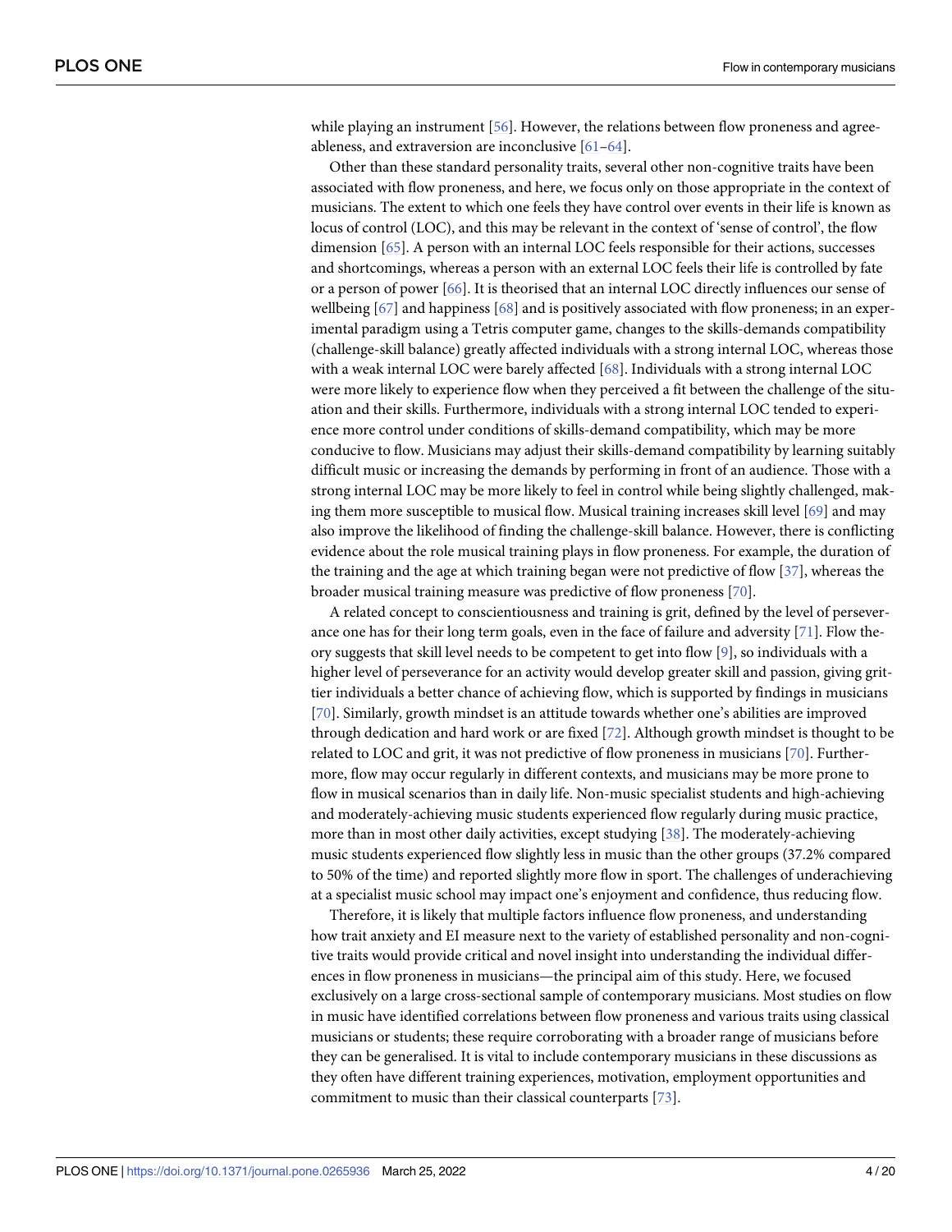while playing an instrument [56]. However, the relations between flow proneness and agreeableness, and extraversion are inconclusive [61–64].

Other than these standard personality traits, several other non-cognitive traits have been associated with flow proneness, and here, we focus only on those appropriate in the context of musicians. The extent to which one feels they have control over events in their life is known as locus of control (LOC), and this may be relevant in the context of 'sense of control', the flow dimension [65]. A person with an internal LOC feels responsible for their actions, successes and shortcomings, whereas a person with an external LOC feels their life is controlled by fate or a person of power [66]. It is theorised that an internal LOC directly influences our sense of wellbeing [67] and happiness [68] and is positively associated with flow proneness; in an experimental paradigm using a Tetris computer game, changes to the skills-demands compatibility (challenge-skill balance) greatly affected individuals with a strong internal LOC, whereas those with a weak internal LOC were barely affected [68]. Individuals with a strong internal LOC were more likely to experience flow when they perceived a fit between the challenge of the situation and their skills. Furthermore, individuals with a strong internal LOC tended to experience more control under conditions of skills-demand compatibility, which may be more conducive to flow. Musicians may adjust their skills-demand compatibility by learning suitably difficult music or increasing the demands by performing in front of an audience. Those with a strong internal LOC may be more likely to feel in control while being slightly challenged, making them more susceptible to musical flow. Musical training increases skill level [69] and may also improve the likelihood of finding the challenge-skill balance. However, there is conflicting evidence about the role musical training plays in flow proneness. For example, the duration of the training and the age at which training began were not predictive of flow [37], whereas the broader musical training measure was predictive of flow proneness [70].

A related concept to conscientiousness and training is grit, defined by the level of perseverance one has for their long term goals, even in the face of failure and adversity [71]. Flow theory suggests that skill level needs to be competent to get into flow [9], so individuals with a higher level of perseverance for an activity would develop greater skill and passion, giving grittier individuals a better chance of achieving flow, which is supported by findings in musicians [70]. Similarly, growth mindset is an attitude towards whether one's abilities are improved through dedication and hard work or are fixed [72]. Although growth mindset is thought to be related to LOC and grit, it was not predictive of flow proneness in musicians [70]. Furthermore, flow may occur regularly in different contexts, and musicians may be more prone to flow in musical scenarios than in daily life. Non-music specialist students and high-achieving and moderately-achieving music students experienced flow regularly during music practice, more than in most other daily activities, except studying [38]. The moderately-achieving music students experienced flow slightly less in music than the other groups (37.2% compared to 50% of the time) and reported slightly more flow in sport. The challenges of underachieving at a specialist music school may impact one's enjoyment and confidence, thus reducing flow.

Therefore, it is likely that multiple factors influence flow proneness, and understanding how trait anxiety and EI measure next to the variety of established personality and non-cognitive traits would provide critical and novel insight into understanding the individual differences in flow proneness in musicians—the principal aim of this study. Here, we focused exclusively on a large cross-sectional sample of contemporary musicians. Most studies on flow in music have identified correlations between flow proneness and various traits using classical musicians or students; these require corroborating with a broader range of musicians before they can be generalised. It is vital to include contemporary musicians in these discussions as they often have different training experiences, motivation, employment opportunities and commitment to music than their classical counterparts [73].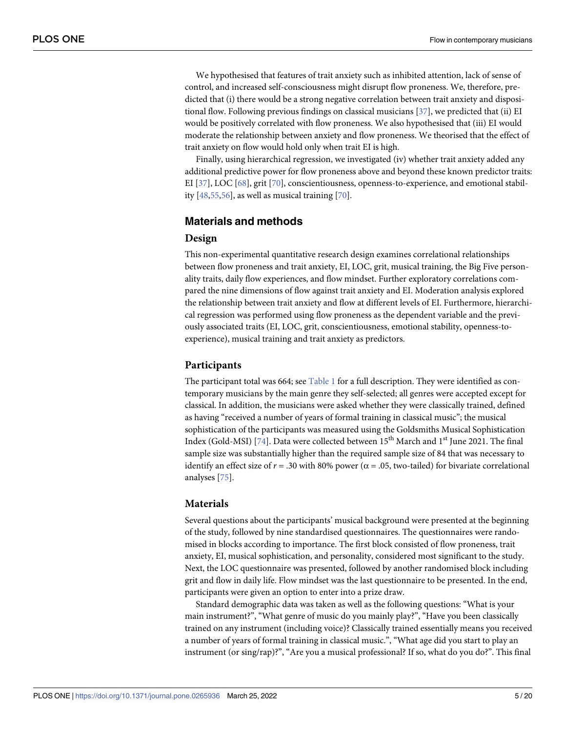We hypothesised that features of trait anxiety such as inhibited attention, lack of sense of control, and increased self-consciousness might disrupt flow proneness. We, therefore, predicted that (i) there would be a strong negative correlation between trait anxiety and dispositional flow. Following previous findings on classical musicians [37], we predicted that (ii) EI would be positively correlated with flow proneness. We also hypothesised that (iii) EI would moderate the relationship between anxiety and flow proneness. We theorised that the effect of trait anxiety on flow would hold only when trait EI is high.

Finally, using hierarchical regression, we investigated (iv) whether trait anxiety added any additional predictive power for flow proneness above and beyond these known predictor traits: EI [37], LOC [68], grit [70], conscientiousness, openness-to-experience, and emotional stability [48,55,56], as well as musical training [70].

## Materials and methods

### Design

This non-experimental quantitative research design examines correlational relationships between flow proneness and trait anxiety, EI, LOC, grit, musical training, the Big Five personality traits, daily flow experiences, and flow mindset. Further exploratory correlations compared the nine dimensions of flow against trait anxiety and EI. Moderation analysis explored the relationship between trait anxiety and flow at different levels of EI. Furthermore, hierarchical regression was performed using flow proneness as the dependent variable and the previously associated traits (EI, LOC, grit, conscientiousness, emotional stability, openness-to-experience), musical training and trait anxiety as predictors.

### Participants

The participant total was 664; see Table 1 for a full description. They were identified as contemporary musicians by the main genre they self-selected; all genres were accepted except for classical. In addition, the musicians were asked whether they were classically trained, defined as having "received a number of years of formal training in classical music"; the musical sophistication of the participants was measured using the Goldsmiths Musical Sophistication Index (Gold-MSI) [74]. Data were collected between 15th March and 1st June 2021. The final sample size was substantially higher than the required sample size of 84 that was necessary to identify an effect size of $r = .30$ with 80% power ($\alpha = .05$, two-tailed) for bivariate correlational analyses [75].

### Materials

Several questions about the participants' musical background were presented at the beginning of the study, followed by nine standardised questionnaires. The questionnaires were randomised in blocks according to importance. The first block consisted of flow proneness, trait anxiety, EI, musical sophistication, and personality, considered most significant to the study. Next, the LOC questionnaire was presented, followed by another randomised block including grit and flow in daily life. Flow mindset was the last questionnaire to be presented. In the end, participants were given an option to enter into a prize draw.

Standard demographic data was taken as well as the following questions: "What is your main instrument?", "What genre of music do you mainly play?", "Have you been classically trained on any instrument (including voice)? Classically trained essentially means you received a number of years of formal training in classical music.", "What age did you start to play an instrument (or sing/rap)?", "Are you a musical professional? If so, what do you do?". This final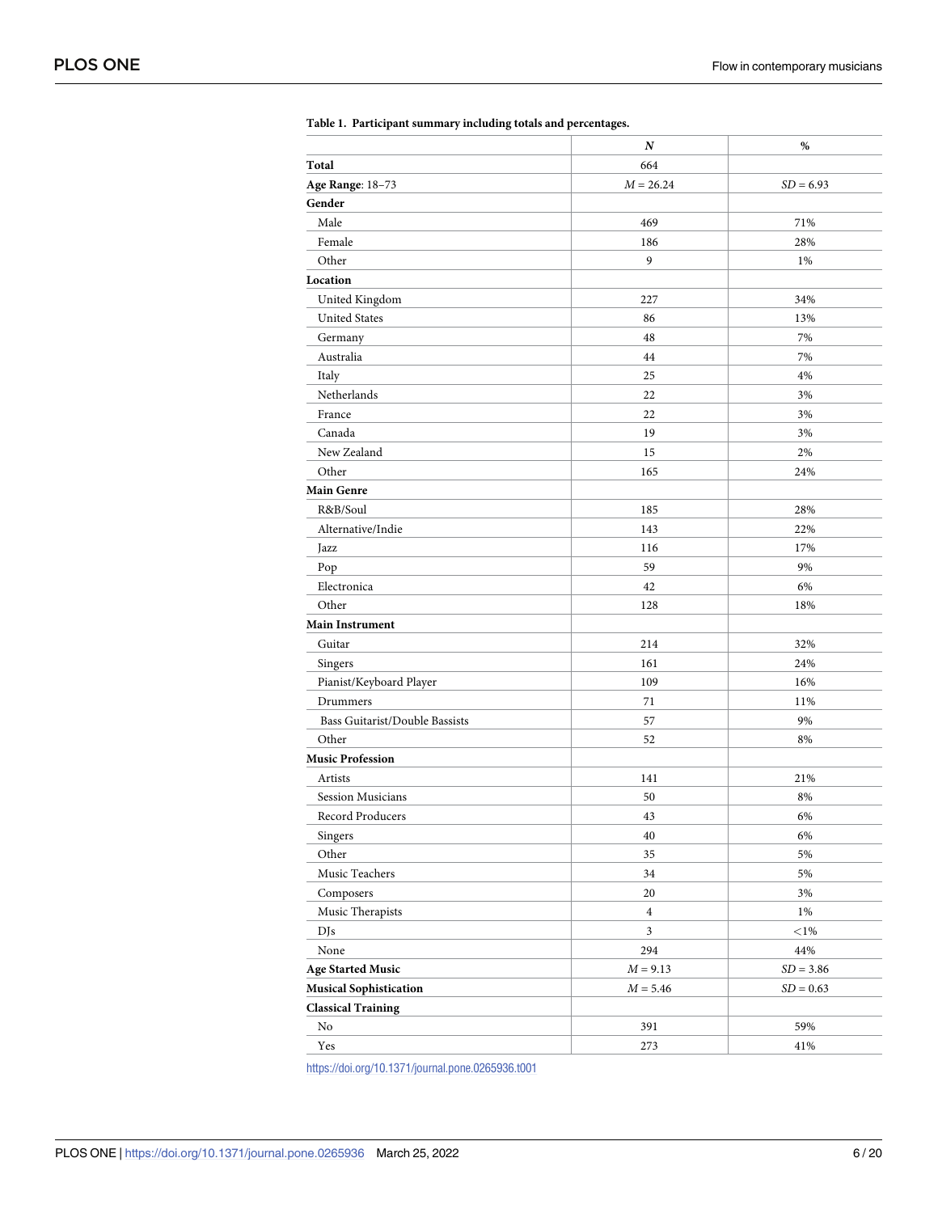**Table 1. Participant summary including totals and percentages.**

| | *N* | % |
|---|---|---|
| **Total** | 664 | |
| **Age Range**: 18–73 | *M* = 26.24 | *SD* = 6.93 |
| **Gender** | | |
| Male | 469 | 71% |
| Female | 186 | 28% |
| Other | 9 | 1% |
| **Location** | | |
| United Kingdom | 227 | 34% |
| United States | 86 | 13% |
| Germany | 48 | 7% |
| Australia | 44 | 7% |
| Italy | 25 | 4% |
| Netherlands | 22 | 3% |
| France | 22 | 3% |
| Canada | 19 | 3% |
| New Zealand | 15 | 2% |
| Other | 165 | 24% |
| **Main Genre** | | |
| R&B/Soul | 185 | 28% |
| Alternative/Indie | 143 | 22% |
| Jazz | 116 | 17% |
| Pop | 59 | 9% |
| Electronica | 42 | 6% |
| Other | 128 | 18% |
| **Main Instrument** | | |
| Guitar | 214 | 32% |
| Singers | 161 | 24% |
| Pianist/Keyboard Player | 109 | 16% |
| Drummers | 71 | 11% |
| Bass Guitarist/Double Bassists | 57 | 9% |
| Other | 52 | 8% |
| **Music Profession** | | |
| Artists | 141 | 21% |
| Session Musicians | 50 | 8% |
| Record Producers | 43 | 6% |
| Singers | 40 | 6% |
| Other | 35 | 5% |
| Music Teachers | 34 | 5% |
| Composers | 20 | 3% |
| Music Therapists | 4 | 1% |
| DJs | 3 | <1% |
| None | 294 | 44% |
| **Age Started Music** | *M* = 9.13 | *SD* = 3.86 |
| **Musical Sophistication** | *M* = 5.46 | *SD* = 0.63 |
| **Classical Training** | | |
| No | 391 | 59% |
| Yes | 273 | 41% |

https://doi.org/10.1371/journal.pone.0265936.t001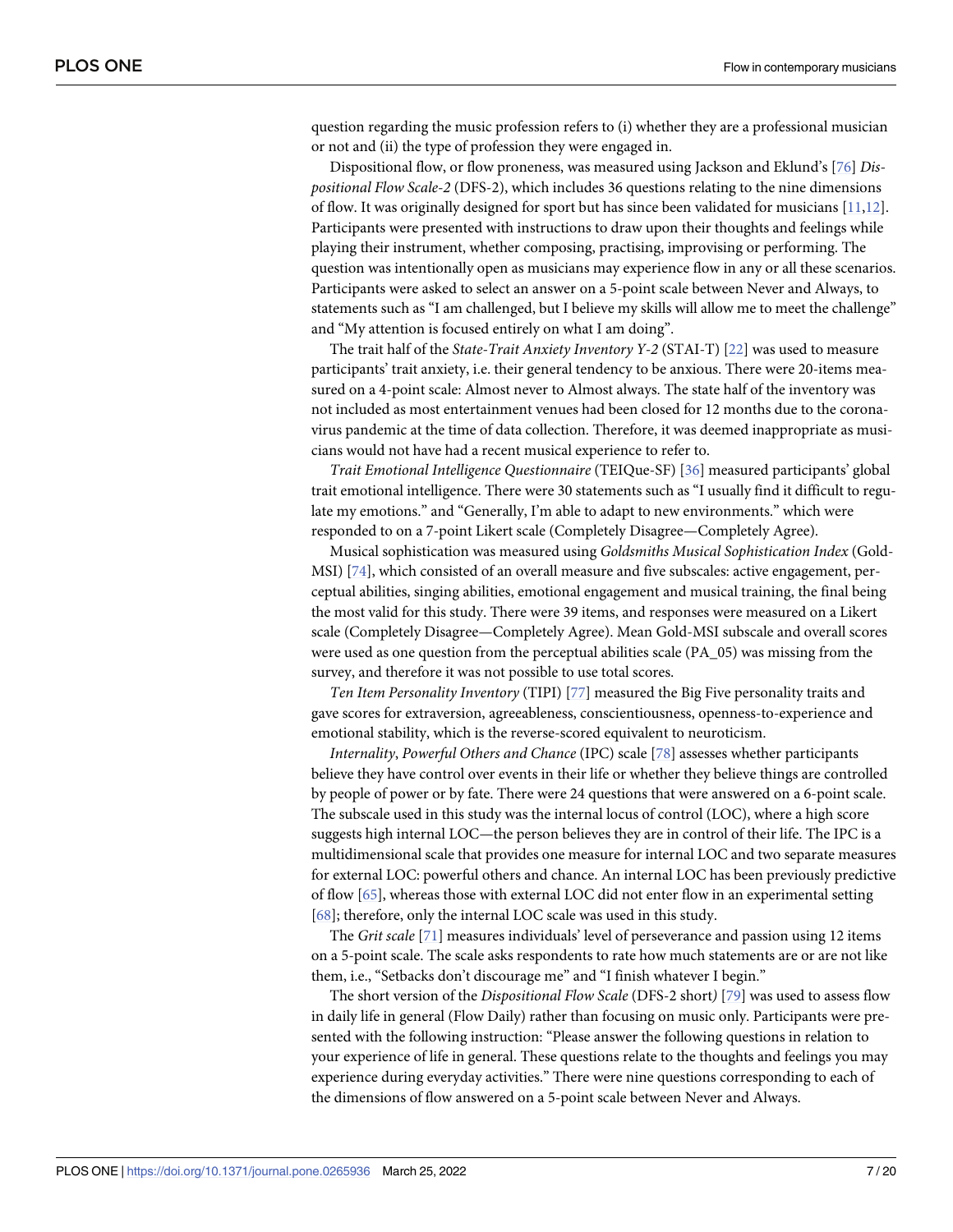question regarding the music profession refers to (i) whether they are a professional musician or not and (ii) the type of profession they were engaged in.

Dispositional flow, or flow proneness, was measured using Jackson and Eklund's [76] *Dispositional Flow Scale-2* (DFS-2), which includes 36 questions relating to the nine dimensions of flow. It was originally designed for sport but has since been validated for musicians [11,12]. Participants were presented with instructions to draw upon their thoughts and feelings while playing their instrument, whether composing, practising, improvising or performing. The question was intentionally open as musicians may experience flow in any or all these scenarios. Participants were asked to select an answer on a 5-point scale between Never and Always, to statements such as "I am challenged, but I believe my skills will allow me to meet the challenge" and "My attention is focused entirely on what I am doing".

The trait half of the *State-Trait Anxiety Inventory Y-2* (STAI-T) [22] was used to measure participants' trait anxiety, i.e. their general tendency to be anxious. There were 20-items measured on a 4-point scale: Almost never to Almost always. The state half of the inventory was not included as most entertainment venues had been closed for 12 months due to the coronavirus pandemic at the time of data collection. Therefore, it was deemed inappropriate as musicians would not have had a recent musical experience to refer to.

*Trait Emotional Intelligence Questionnaire* (TEIQue-SF) [36] measured participants' global trait emotional intelligence. There were 30 statements such as "I usually find it difficult to regulate my emotions." and "Generally, I'm able to adapt to new environments." which were responded to on a 7-point Likert scale (Completely Disagree—Completely Agree).

Musical sophistication was measured using *Goldsmiths Musical Sophistication Index* (Gold-MSI) [74], which consisted of an overall measure and five subscales: active engagement, perceptual abilities, singing abilities, emotional engagement and musical training, the final being the most valid for this study. There were 39 items, and responses were measured on a Likert scale (Completely Disagree—Completely Agree). Mean Gold-MSI subscale and overall scores were used as one question from the perceptual abilities scale (PA_05) was missing from the survey, and therefore it was not possible to use total scores.

*Ten Item Personality Inventory* (TIPI) [77] measured the Big Five personality traits and gave scores for extraversion, agreeableness, conscientiousness, openness-to-experience and emotional stability, which is the reverse-scored equivalent to neuroticism.

*Internality, Powerful Others and Chance* (IPC) scale [78] assesses whether participants believe they have control over events in their life or whether they believe things are controlled by people of power or by fate. There were 24 questions that were answered on a 6-point scale. The subscale used in this study was the internal locus of control (LOC), where a high score suggests high internal LOC—the person believes they are in control of their life. The IPC is a multidimensional scale that provides one measure for internal LOC and two separate measures for external LOC: powerful others and chance. An internal LOC has been previously predictive of flow [65], whereas those with external LOC did not enter flow in an experimental setting [68]; therefore, only the internal LOC scale was used in this study.

The *Grit scale* [71] measures individuals' level of perseverance and passion using 12 items on a 5-point scale. The scale asks respondents to rate how much statements are or are not like them, i.e., "Setbacks don't discourage me" and "I finish whatever I begin."

The short version of the *Dispositional Flow Scale* (DFS-2 short) [79] was used to assess flow in daily life in general (Flow Daily) rather than focusing on music only. Participants were presented with the following instruction: "Please answer the following questions in relation to your experience of life in general. These questions relate to the thoughts and feelings you may experience during everyday activities." There were nine questions corresponding to each of the dimensions of flow answered on a 5-point scale between Never and Always.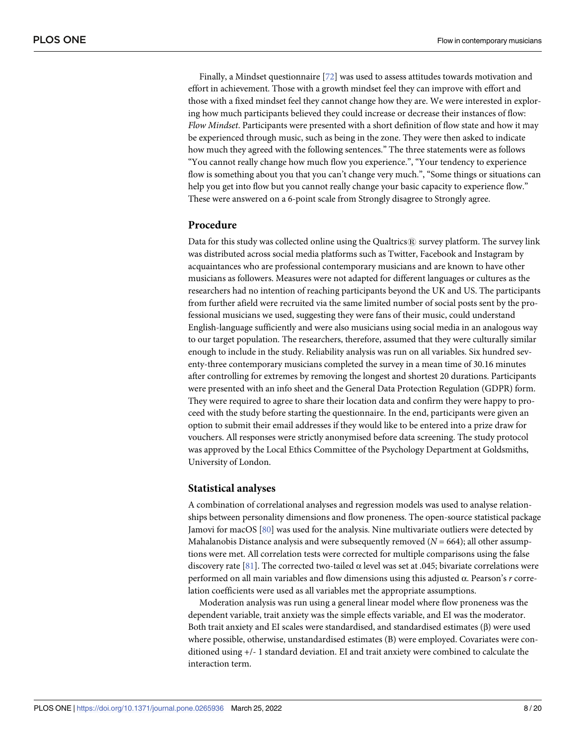Finally, a Mindset questionnaire [72] was used to assess attitudes towards motivation and effort in achievement. Those with a growth mindset feel they can improve with effort and those with a fixed mindset feel they cannot change how they are. We were interested in exploring how much participants believed they could increase or decrease their instances of flow: *Flow Mindset*. Participants were presented with a short definition of flow state and how it may be experienced through music, such as being in the zone. They were then asked to indicate how much they agreed with the following sentences." The three statements were as follows "You cannot really change how much flow you experience.", "Your tendency to experience flow is something about you that you can't change very much.", "Some things or situations can help you get into flow but you cannot really change your basic capacity to experience flow." These were answered on a 6-point scale from Strongly disagree to Strongly agree.

## Procedure

Data for this study was collected online using the Qualtrics® survey platform. The survey link was distributed across social media platforms such as Twitter, Facebook and Instagram by acquaintances who are professional contemporary musicians and are known to have other musicians as followers. Measures were not adapted for different languages or cultures as the researchers had no intention of reaching participants beyond the UK and US. The participants from further afield were recruited via the same limited number of social posts sent by the professional musicians we used, suggesting they were fans of their music, could understand English-language sufficiently and were also musicians using social media in an analogous way to our target population. The researchers, therefore, assumed that they were culturally similar enough to include in the study. Reliability analysis was run on all variables. Six hundred seventy-three contemporary musicians completed the survey in a mean time of 30.16 minutes after controlling for extremes by removing the longest and shortest 20 durations. Participants were presented with an info sheet and the General Data Protection Regulation (GDPR) form. They were required to agree to share their location data and confirm they were happy to proceed with the study before starting the questionnaire. In the end, participants were given an option to submit their email addresses if they would like to be entered into a prize draw for vouchers. All responses were strictly anonymised before data screening. The study protocol was approved by the Local Ethics Committee of the Psychology Department at Goldsmiths, University of London.

## Statistical analyses

A combination of correlational analyses and regression models was used to analyse relationships between personality dimensions and flow proneness. The open-source statistical package Jamovi for macOS [80] was used for the analysis. Nine multivariate outliers were detected by Mahalanobis Distance analysis and were subsequently removed ($N = 664$); all other assumptions were met. All correlation tests were corrected for multiple comparisons using the false discovery rate [81]. The corrected two-tailed $\alpha$ level was set at .045; bivariate correlations were performed on all main variables and flow dimensions using this adjusted $\alpha$. Pearson's $r$ correlation coefficients were used as all variables met the appropriate assumptions.

Moderation analysis was run using a general linear model where flow proneness was the dependent variable, trait anxiety was the simple effects variable, and EI was the moderator. Both trait anxiety and EI scales were standardised, and standardised estimates ($\beta$) were used where possible, otherwise, unstandardised estimates (B) were employed. Covariates were conditioned using +/- 1 standard deviation. EI and trait anxiety were combined to calculate the interaction term.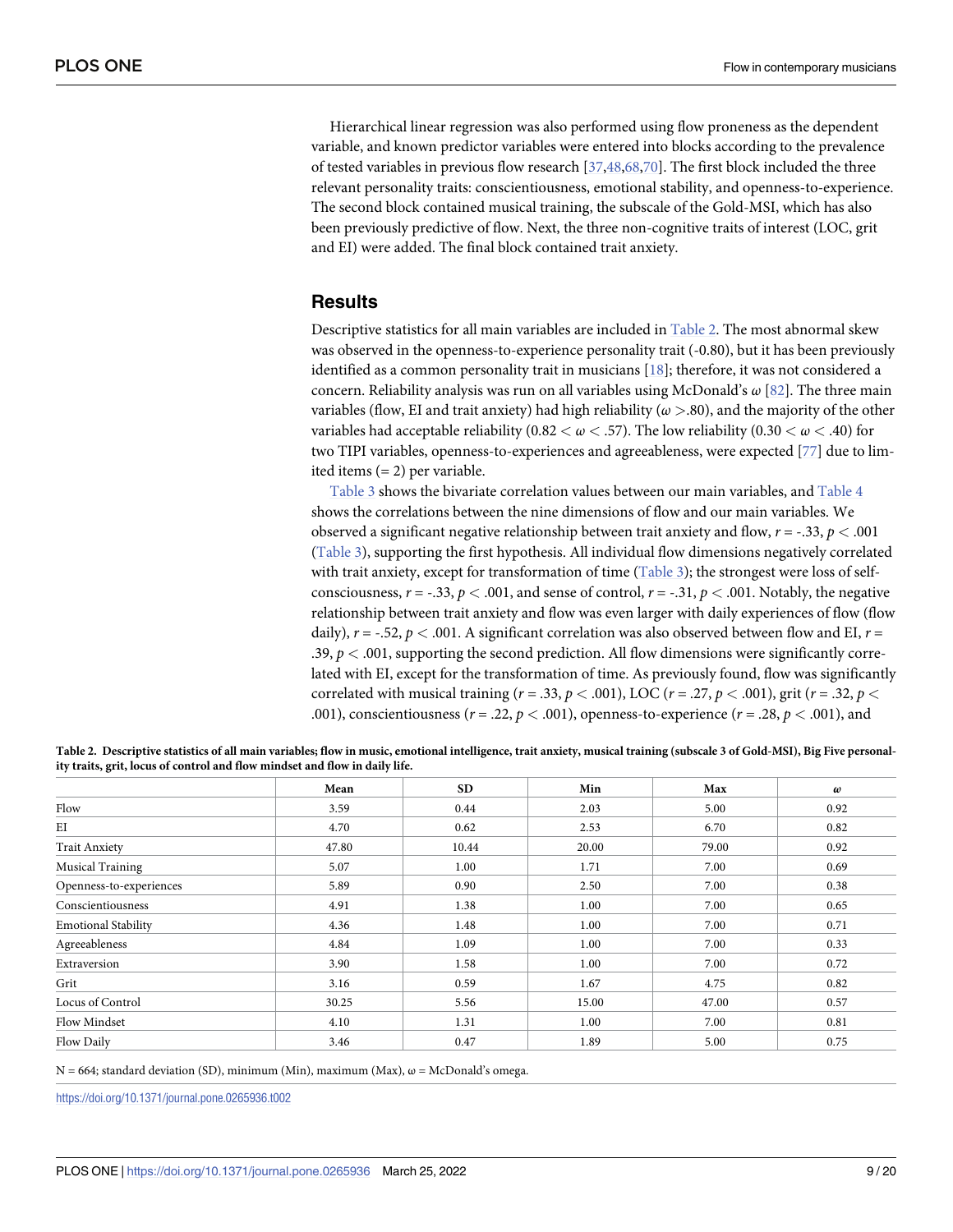Hierarchical linear regression was also performed using flow proneness as the dependent variable, and known predictor variables were entered into blocks according to the prevalence of tested variables in previous flow research [37,48,68,70]. The first block included the three relevant personality traits: conscientiousness, emotional stability, and openness-to-experience. The second block contained musical training, the subscale of the Gold-MSI, which has also been previously predictive of flow. Next, the three non-cognitive traits of interest (LOC, grit and EI) were added. The final block contained trait anxiety.

## Results

Descriptive statistics for all main variables are included in Table 2. The most abnormal skew was observed in the openness-to-experience personality trait (-0.80), but it has been previously identified as a common personality trait in musicians [18]; therefore, it was not considered a concern. Reliability analysis was run on all variables using McDonald's $\omega$ [82]. The three main variables (flow, EI and trait anxiety) had high reliability ($\omega$ >.80), and the majority of the other variables had acceptable reliability ($0.82 < \omega < .57$). The low reliability ($0.30 < \omega < .40$) for two TIPI variables, openness-to-experiences and agreeableness, were expected [77] due to limited items (= 2) per variable.

Table 3 shows the bivariate correlation values between our main variables, and Table 4 shows the correlations between the nine dimensions of flow and our main variables. We observed a significant negative relationship between trait anxiety and flow, $r = -.33$, $p < .001$ (Table 3), supporting the first hypothesis. All individual flow dimensions negatively correlated with trait anxiety, except for transformation of time (Table 3); the strongest were loss of self-consciousness, $r = -.33$, $p < .001$, and sense of control, $r = -.31$, $p < .001$. Notably, the negative relationship between trait anxiety and flow was even larger with daily experiences of flow (flow daily), $r = -.52$, $p < .001$. A significant correlation was also observed between flow and EI, $r = .39$, $p < .001$, supporting the second prediction. All flow dimensions were significantly correlated with EI, except for the transformation of time. As previously found, flow was significantly correlated with musical training ($r = .33$, $p < .001$), LOC ($r = .27$, $p < .001$), grit ($r = .32$, $p < .001$), conscientiousness ($r = .22$, $p < .001$), openness-to-experience ($r = .28$, $p < .001$), and

**Table 2. Descriptive statistics of all main variables; flow in music, emotional intelligence, trait anxiety, musical training (subscale 3 of Gold-MSI), Big Five personality traits, grit, locus of control and flow mindset and flow in daily life.**

| | Mean | SD | Min | Max | $\omega$ |
|---|---|---|---|---|---|
| Flow | 3.59 | 0.44 | 2.03 | 5.00 | 0.92 |
| EI | 4.70 | 0.62 | 2.53 | 6.70 | 0.82 |
| Trait Anxiety | 47.80 | 10.44 | 20.00 | 79.00 | 0.92 |
| Musical Training | 5.07 | 1.00 | 1.71 | 7.00 | 0.69 |
| Openness-to-experiences | 5.89 | 0.90 | 2.50 | 7.00 | 0.38 |
| Conscientiousness | 4.91 | 1.38 | 1.00 | 7.00 | 0.65 |
| Emotional Stability | 4.36 | 1.48 | 1.00 | 7.00 | 0.71 |
| Agreeableness | 4.84 | 1.09 | 1.00 | 7.00 | 0.33 |
| Extraversion | 3.90 | 1.58 | 1.00 | 7.00 | 0.72 |
| Grit | 3.16 | 0.59 | 1.67 | 4.75 | 0.82 |
| Locus of Control | 30.25 | 5.56 | 15.00 | 47.00 | 0.57 |
| Flow Mindset | 4.10 | 1.31 | 1.00 | 7.00 | 0.81 |
| Flow Daily | 3.46 | 0.47 | 1.89 | 5.00 | 0.75 |

N = 664; standard deviation (SD), minimum (Min), maximum (Max), $\omega$ = McDonald's omega.

https://doi.org/10.1371/journal.pone.0265936.t002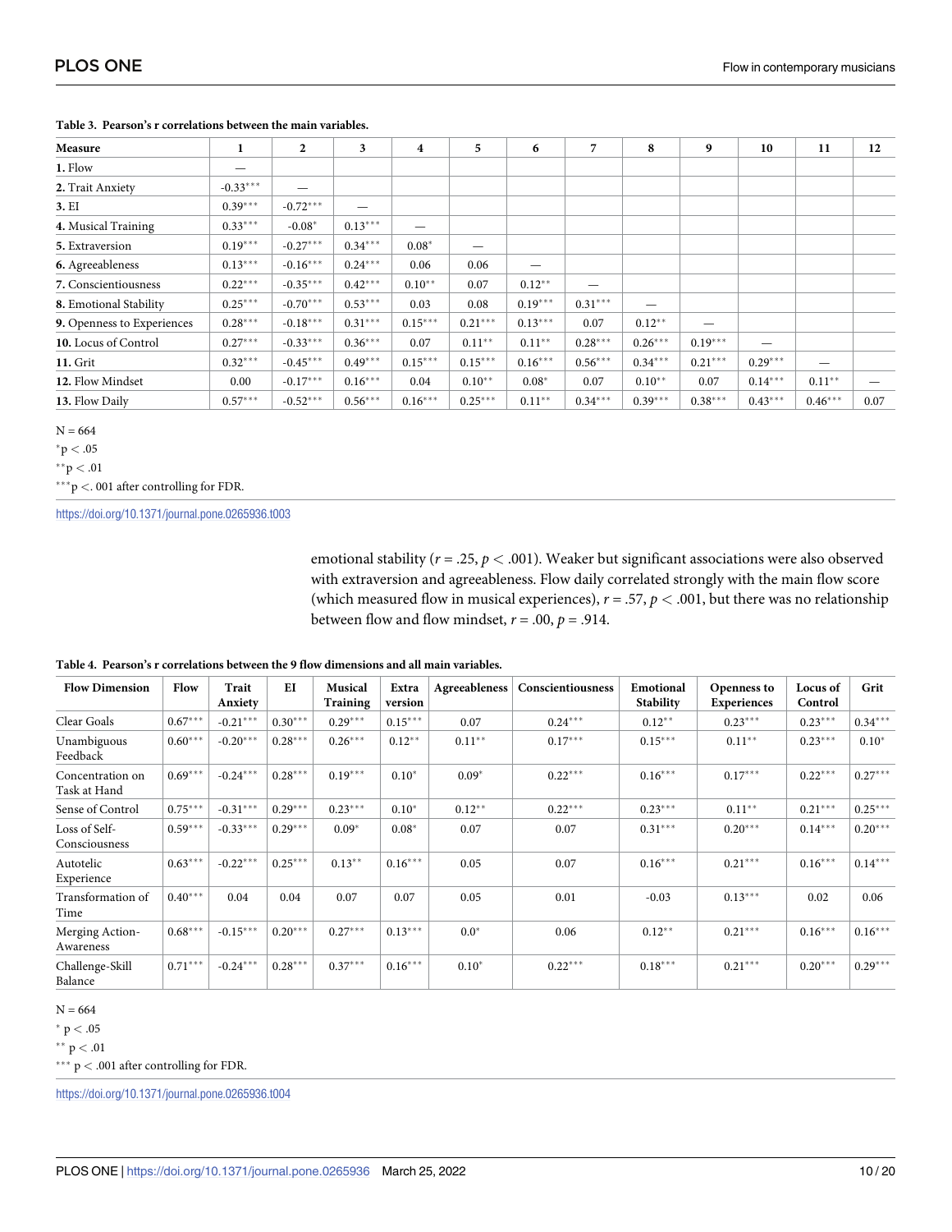**Table 3. Pearson's r correlations between the main variables.**

| Measure | 1 | 2 | 3 | 4 | 5 | 6 | 7 | 8 | 9 | 10 | 11 | 12 |
|---|---|---|---|---|---|---|---|---|---|---|---|---|
| **1.** Flow | — | | | | | | | | | | | |
| **2.** Trait Anxiety | -0.33*** | — | | | | | | | | | | |
| **3.** EI | 0.39*** | -0.72*** | — | | | | | | | | | |
| **4.** Musical Training | 0.33*** | -0.08* | 0.13*** | — | | | | | | | | |
| **5.** Extraversion | 0.19*** | -0.27*** | 0.34*** | 0.08* | — | | | | | | | |
| **6.** Agreeableness | 0.13*** | -0.16*** | 0.24*** | 0.06 | 0.06 | — | | | | | | |
| **7.** Conscientiousness | 0.22*** | -0.35*** | 0.42*** | 0.10** | 0.07 | 0.12** | — | | | | | |
| **8.** Emotional Stability | 0.25*** | -0.70*** | 0.53*** | 0.03 | 0.08 | 0.19*** | 0.31*** | — | | | | |
| **9.** Openness to Experiences | 0.28*** | -0.18*** | 0.31*** | 0.15*** | 0.21*** | 0.13*** | 0.07 | 0.12** | — | | | |
| **10.** Locus of Control | 0.27*** | -0.33*** | 0.36*** | 0.07 | 0.11** | 0.11** | 0.28*** | 0.26*** | 0.19*** | — | | |
| **11.** Grit | 0.32*** | -0.45*** | 0.49*** | 0.15*** | 0.15*** | 0.16*** | 0.56*** | 0.34*** | 0.21*** | 0.29*** | — | |
| **12.** Flow Mindset | 0.00 | -0.17*** | 0.16*** | 0.04 | 0.10** | 0.08* | 0.07 | 0.10** | 0.07 | 0.14*** | 0.11** | — |
| **13.** Flow Daily | 0.57*** | -0.52*** | 0.56*** | 0.16*** | 0.25*** | 0.11** | 0.34*** | 0.39*** | 0.38*** | 0.43*** | 0.46*** | 0.07 |

N = 664

*p < .05

**p < .01

***p <. 001 after controlling for FDR.

https://doi.org/10.1371/journal.pone.0265936.t003

emotional stability ($r = .25$, $p < .001$). Weaker but significant associations were also observed with extraversion and agreeableness. Flow daily correlated strongly with the main flow score (which measured flow in musical experiences), $r = .57$, $p < .001$, but there was no relationship between flow and flow mindset, $r = .00$, $p = .914$.

**Table 4. Pearson's r correlations between the 9 flow dimensions and all main variables.**

| Flow Dimension | Flow | Trait Anxiety | EI | Musical Training | Extraversion | Agreeableness | Conscientiousness | Emotional Stability | Openness to Experiences | Locus of Control | Grit |
|---|---|---|---|---|---|---|---|---|---|---|---|
| Clear Goals | 0.67*** | -0.21*** | 0.30*** | 0.29*** | 0.15*** | 0.07 | 0.24*** | 0.12** | 0.23*** | 0.23*** | 0.34*** |
| Unambiguous Feedback | 0.60*** | -0.20*** | 0.28*** | 0.26*** | 0.12** | 0.11** | 0.17*** | 0.15*** | 0.11** | 0.23*** | 0.10* |
| Concentration on Task at Hand | 0.69*** | -0.24*** | 0.28*** | 0.19*** | 0.10* | 0.09* | 0.22*** | 0.16*** | 0.17*** | 0.22*** | 0.27*** |
| Sense of Control | 0.75*** | -0.31*** | 0.29*** | 0.23*** | 0.10* | 0.12** | 0.22*** | 0.23*** | 0.11** | 0.21*** | 0.25*** |
| Loss of Self-Consciousness | 0.59*** | -0.33*** | 0.29*** | 0.09* | 0.08* | 0.07 | 0.07 | 0.31*** | 0.20*** | 0.14*** | 0.20*** |
| Autotelic Experience | 0.63*** | -0.22*** | 0.25*** | 0.13** | 0.16*** | 0.05 | 0.07 | 0.16*** | 0.21*** | 0.16*** | 0.14*** |
| Transformation of Time | 0.40*** | 0.04 | 0.04 | 0.07 | 0.07 | 0.05 | 0.01 | -0.03 | 0.13*** | 0.02 | 0.06 |
| Merging Action-Awareness | 0.68*** | -0.15*** | 0.20*** | 0.27*** | 0.13*** | 0.0* | 0.06 | 0.12** | 0.21*** | 0.16*** | 0.16*** |
| Challenge-Skill Balance | 0.71*** | -0.24*** | 0.28*** | 0.37*** | 0.16*** | 0.10* | 0.22*** | 0.18*** | 0.21*** | 0.20*** | 0.29*** |

N = 664

* p < .05

** p < .01

*** p < .001 after controlling for FDR.

https://doi.org/10.1371/journal.pone.0265936.t004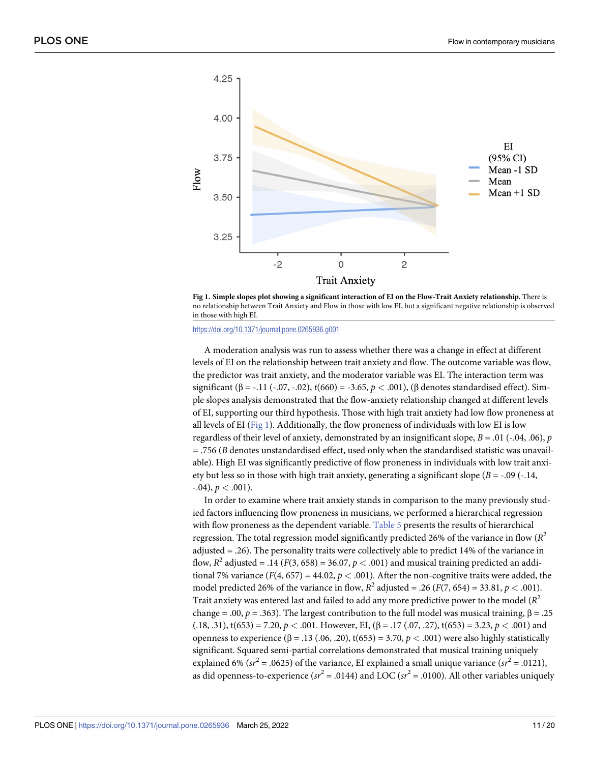Fig 1. **Simple slopes plot showing a significant interaction of EI on the Flow-Trait Anxiety relationship.** There is no relationship between Trait Anxiety and Flow in those with low EI, but a significant negative relationship is observed in those with high EI.

https://doi.org/10.1371/journal.pone.0265936.g001

A moderation analysis was run to assess whether there was a change in effect at different levels of EI on the relationship between trait anxiety and flow. The outcome variable was flow, the predictor was trait anxiety, and the moderator variable was EI. The interaction term was significant (β = -.11 (-.07, -.02), $t(660) = -3.65$, $p < .001$), (β denotes standardised effect). Simple slopes analysis demonstrated that the flow-anxiety relationship changed at different levels of EI, supporting our third hypothesis. Those with high trait anxiety had low flow proneness at all levels of EI (Fig 1). Additionally, the flow proneness of individuals with low EI is low regardless of their level of anxiety, demonstrated by an insignificant slope, $B = .01$ (-.04, .06), $p = .756$ ($B$ denotes unstandardised effect, used only when the standardised statistic was unavailable). High EI was significantly predictive of flow proneness in individuals with low trait anxiety but less so in those with high trait anxiety, generating a significant slope ($B = -.09$ (-.14, -.04), $p < .001$).

In order to examine where trait anxiety stands in comparison to the many previously studied factors influencing flow proneness in musicians, we performed a hierarchical regression with flow proneness as the dependent variable. Table 5 presents the results of hierarchical regression. The total regression model significantly predicted 26% of the variance in flow ($R^2$ adjusted = .26). The personality traits were collectively able to predict 14% of the variance in flow, $R^2$ adjusted = .14 ($F(3, 658) = 36.07$, $p < .001$) and musical training predicted an additional 7% variance ($F(4, 657) = 44.02$, $p < .001$). After the non-cognitive traits were added, the model predicted 26% of the variance in flow, $R^2$ adjusted = .26 ($F(7, 654) = 33.81$, $p < .001$). Trait anxiety was entered last and failed to add any more predictive power to the model ($R^2$ change = .00, $p = .363$). The largest contribution to the full model was musical training, β = .25 (.18, .31), $t(653) = 7.20$, $p < .001$. However, EI, (β = .17 (.07, .27), $t(653) = 3.23$, $p < .001$) and openness to experience (β = .13 (.06, .20), $t(653) = 3.70$, $p < .001$) were also highly statistically significant. Squared semi-partial correlations demonstrated that musical training uniquely explained 6% ($sr^2 = .0625$) of the variance, EI explained a small unique variance ($sr^2 = .0121$), as did openness-to-experience ($sr^2 = .0144$) and LOC ($sr^2 = .0100$). All other variables uniquely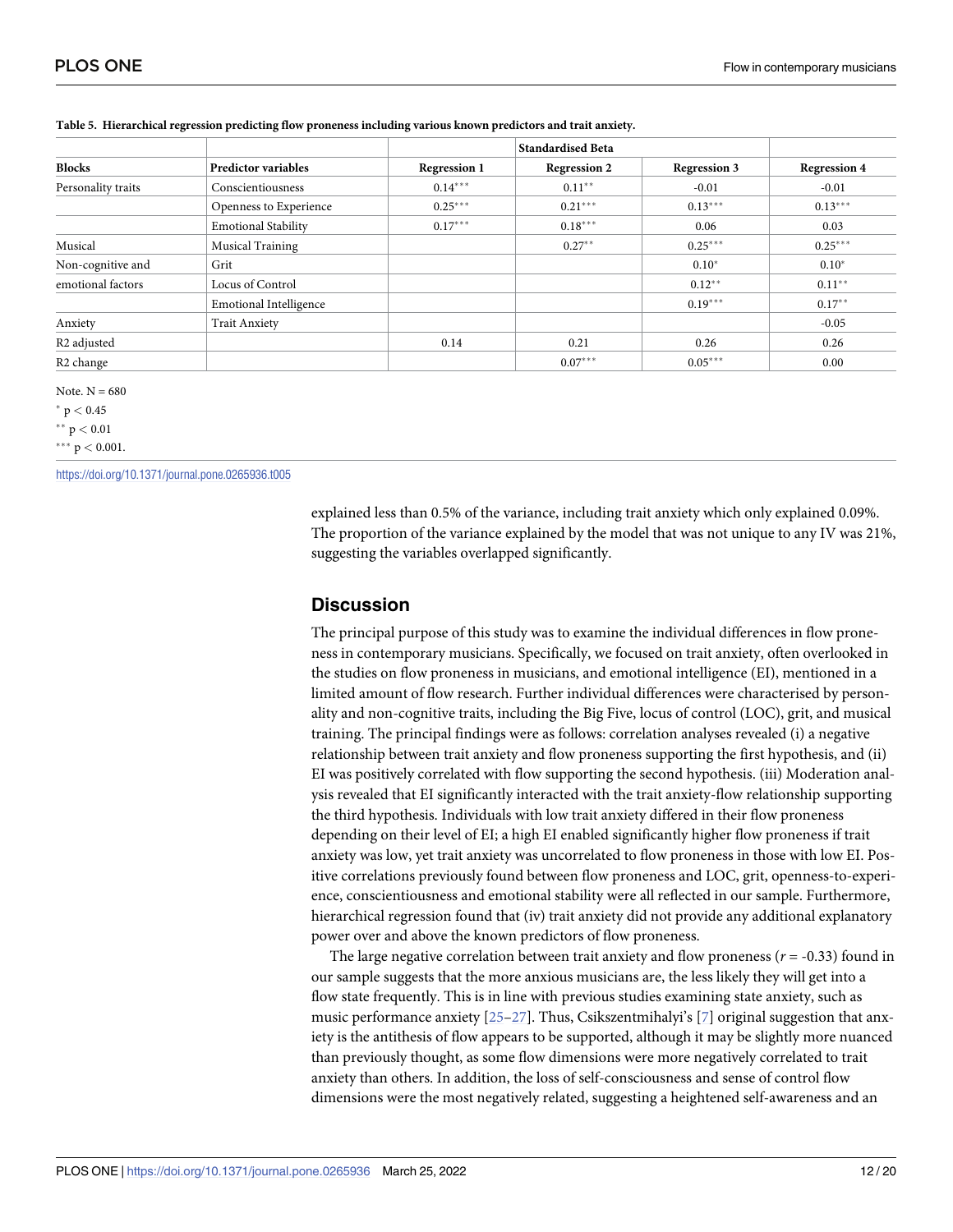**Table 5. Hierarchical regression predicting flow proneness including various known predictors and trait anxiety.**

| | | Standardised Beta | | | |
|---|---|---|---|---|---|
| **Blocks** | **Predictor variables** | **Regression 1** | **Regression 2** | **Regression 3** | **Regression 4** |
| Personality traits | Conscientiousness | 0.14*** | 0.11** | -0.01 | -0.01 |
| | Openness to Experience | 0.25*** | 0.21*** | 0.13*** | 0.13*** |
| | Emotional Stability | 0.17*** | 0.18*** | 0.06 | 0.03 |
| Musical | Musical Training | | 0.27** | 0.25*** | 0.25*** |
| Non-cognitive and | Grit | | | 0.10* | 0.10* |
| emotional factors | Locus of Control | | | 0.12** | 0.11** |
| | Emotional Intelligence | | | 0.19*** | 0.17** |
| Anxiety | Trait Anxiety | | | | -0.05 |
| R2 adjusted | | 0.14 | 0.21 | 0.26 | 0.26 |
| R2 change | | | 0.07*** | 0.05*** | 0.00 |

Note. N = 680

* $p < 0.45$

** $p < 0.01$

*** $p < 0.001$.

https://doi.org/10.1371/journal.pone.0265936.t005

explained less than 0.5% of the variance, including trait anxiety which only explained 0.09%. The proportion of the variance explained by the model that was not unique to any IV was 21%, suggesting the variables overlapped significantly.

## Discussion

The principal purpose of this study was to examine the individual differences in flow proneness in contemporary musicians. Specifically, we focused on trait anxiety, often overlooked in the studies on flow proneness in musicians, and emotional intelligence (EI), mentioned in a limited amount of flow research. Further individual differences were characterised by personality and non-cognitive traits, including the Big Five, locus of control (LOC), grit, and musical training. The principal findings were as follows: correlation analyses revealed (i) a negative relationship between trait anxiety and flow proneness supporting the first hypothesis, and (ii) EI was positively correlated with flow supporting the second hypothesis. (iii) Moderation analysis revealed that EI significantly interacted with the trait anxiety-flow relationship supporting the third hypothesis. Individuals with low trait anxiety differed in their flow proneness depending on their level of EI; a high EI enabled significantly higher flow proneness if trait anxiety was low, yet trait anxiety was uncorrelated to flow proneness in those with low EI. Positive correlations previously found between flow proneness and LOC, grit, openness-to-experience, conscientiousness and emotional stability were all reflected in our sample. Furthermore, hierarchical regression found that (iv) trait anxiety did not provide any additional explanatory power over and above the known predictors of flow proneness.

The large negative correlation between trait anxiety and flow proneness ($r$ = -0.33) found in our sample suggests that the more anxious musicians are, the less likely they will get into a flow state frequently. This is in line with previous studies examining state anxiety, such as music performance anxiety [25–27]. Thus, Csikszentmihalyi's [7] original suggestion that anxiety is the antithesis of flow appears to be supported, although it may be slightly more nuanced than previously thought, as some flow dimensions were more negatively correlated to trait anxiety than others. In addition, the loss of self-consciousness and sense of control flow dimensions were the most negatively related, suggesting a heightened self-awareness and an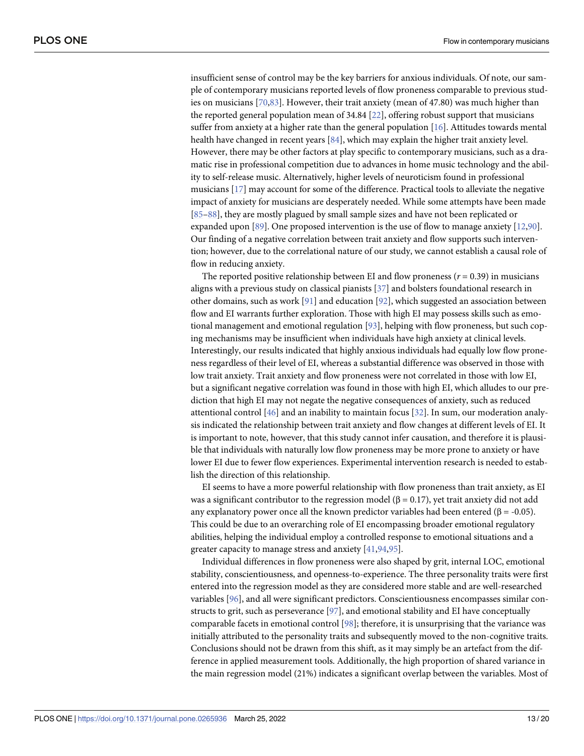insufficient sense of control may be the key barriers for anxious individuals. Of note, our sample of contemporary musicians reported levels of flow proneness comparable to previous studies on musicians [70,83]. However, their trait anxiety (mean of 47.80) was much higher than the reported general population mean of 34.84 [22], offering robust support that musicians suffer from anxiety at a higher rate than the general population [16]. Attitudes towards mental health have changed in recent years [84], which may explain the higher trait anxiety level. However, there may be other factors at play specific to contemporary musicians, such as a dramatic rise in professional competition due to advances in home music technology and the ability to self-release music. Alternatively, higher levels of neuroticism found in professional musicians [17] may account for some of the difference. Practical tools to alleviate the negative impact of anxiety for musicians are desperately needed. While some attempts have been made [85–88], they are mostly plagued by small sample sizes and have not been replicated or expanded upon [89]. One proposed intervention is the use of flow to manage anxiety [12,90]. Our finding of a negative correlation between trait anxiety and flow supports such intervention; however, due to the correlational nature of our study, we cannot establish a causal role of flow in reducing anxiety.

The reported positive relationship between EI and flow proneness ($r = 0.39$) in musicians aligns with a previous study on classical pianists [37] and bolsters foundational research in other domains, such as work [91] and education [92], which suggested an association between flow and EI warrants further exploration. Those with high EI may possess skills such as emotional management and emotional regulation [93], helping with flow proneness, but such coping mechanisms may be insufficient when individuals have high anxiety at clinical levels. Interestingly, our results indicated that highly anxious individuals had equally low flow proneness regardless of their level of EI, whereas a substantial difference was observed in those with low trait anxiety. Trait anxiety and flow proneness were not correlated in those with low EI, but a significant negative correlation was found in those with high EI, which alludes to our prediction that high EI may not negate the negative consequences of anxiety, such as reduced attentional control [46] and an inability to maintain focus [32]. In sum, our moderation analysis indicated the relationship between trait anxiety and flow changes at different levels of EI. It is important to note, however, that this study cannot infer causation, and therefore it is plausible that individuals with naturally low flow proneness may be more prone to anxiety or have lower EI due to fewer flow experiences. Experimental intervention research is needed to establish the direction of this relationship.

EI seems to have a more powerful relationship with flow proneness than trait anxiety, as EI was a significant contributor to the regression model ($\beta = 0.17$), yet trait anxiety did not add any explanatory power once all the known predictor variables had been entered ($\beta = -0.05$). This could be due to an overarching role of EI encompassing broader emotional regulatory abilities, helping the individual employ a controlled response to emotional situations and a greater capacity to manage stress and anxiety [41,94,95].

Individual differences in flow proneness were also shaped by grit, internal LOC, emotional stability, conscientiousness, and openness-to-experience. The three personality traits were first entered into the regression model as they are considered more stable and are well-researched variables [96], and all were significant predictors. Conscientiousness encompasses similar constructs to grit, such as perseverance [97], and emotional stability and EI have conceptually comparable facets in emotional control [98]; therefore, it is unsurprising that the variance was initially attributed to the personality traits and subsequently moved to the non-cognitive traits. Conclusions should not be drawn from this shift, as it may simply be an artefact from the difference in applied measurement tools. Additionally, the high proportion of shared variance in the main regression model (21%) indicates a significant overlap between the variables. Most of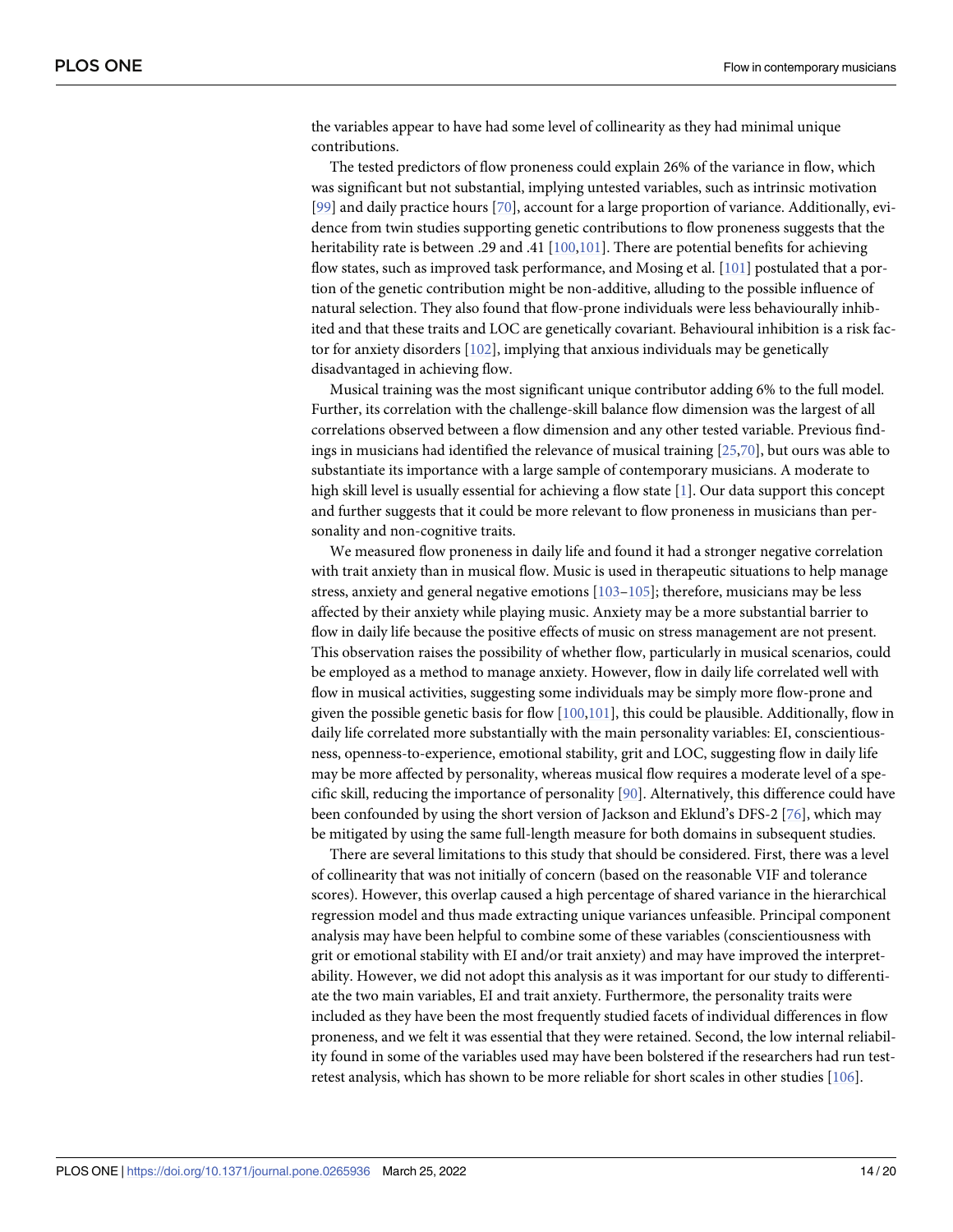the variables appear to have had some level of collinearity as they had minimal unique contributions.

The tested predictors of flow proneness could explain 26% of the variance in flow, which was significant but not substantial, implying untested variables, such as intrinsic motivation [99] and daily practice hours [70], account for a large proportion of variance. Additionally, evidence from twin studies supporting genetic contributions to flow proneness suggests that the heritability rate is between .29 and .41 [100,101]. There are potential benefits for achieving flow states, such as improved task performance, and Mosing et al. [101] postulated that a portion of the genetic contribution might be non-additive, alluding to the possible influence of natural selection. They also found that flow-prone individuals were less behaviourally inhibited and that these traits and LOC are genetically covariant. Behavioural inhibition is a risk factor for anxiety disorders [102], implying that anxious individuals may be genetically disadvantaged in achieving flow.

Musical training was the most significant unique contributor adding 6% to the full model. Further, its correlation with the challenge-skill balance flow dimension was the largest of all correlations observed between a flow dimension and any other tested variable. Previous findings in musicians had identified the relevance of musical training [25,70], but ours was able to substantiate its importance with a large sample of contemporary musicians. A moderate to high skill level is usually essential for achieving a flow state [1]. Our data support this concept and further suggests that it could be more relevant to flow proneness in musicians than personality and non-cognitive traits.

We measured flow proneness in daily life and found it had a stronger negative correlation with trait anxiety than in musical flow. Music is used in therapeutic situations to help manage stress, anxiety and general negative emotions [103–105]; therefore, musicians may be less affected by their anxiety while playing music. Anxiety may be a more substantial barrier to flow in daily life because the positive effects of music on stress management are not present. This observation raises the possibility of whether flow, particularly in musical scenarios, could be employed as a method to manage anxiety. However, flow in daily life correlated well with flow in musical activities, suggesting some individuals may be simply more flow-prone and given the possible genetic basis for flow [100,101], this could be plausible. Additionally, flow in daily life correlated more substantially with the main personality variables: EI, conscientiousness, openness-to-experience, emotional stability, grit and LOC, suggesting flow in daily life may be more affected by personality, whereas musical flow requires a moderate level of a specific skill, reducing the importance of personality [90]. Alternatively, this difference could have been confounded by using the short version of Jackson and Eklund's DFS-2 [76], which may be mitigated by using the same full-length measure for both domains in subsequent studies.

There are several limitations to this study that should be considered. First, there was a level of collinearity that was not initially of concern (based on the reasonable VIF and tolerance scores). However, this overlap caused a high percentage of shared variance in the hierarchical regression model and thus made extracting unique variances unfeasible. Principal component analysis may have been helpful to combine some of these variables (conscientiousness with grit or emotional stability with EI and/or trait anxiety) and may have improved the interpretability. However, we did not adopt this analysis as it was important for our study to differentiate the two main variables, EI and trait anxiety. Furthermore, the personality traits were included as they have been the most frequently studied facets of individual differences in flow proneness, and we felt it was essential that they were retained. Second, the low internal reliability found in some of the variables used may have been bolstered if the researchers had run test-retest analysis, which has shown to be more reliable for short scales in other studies [106].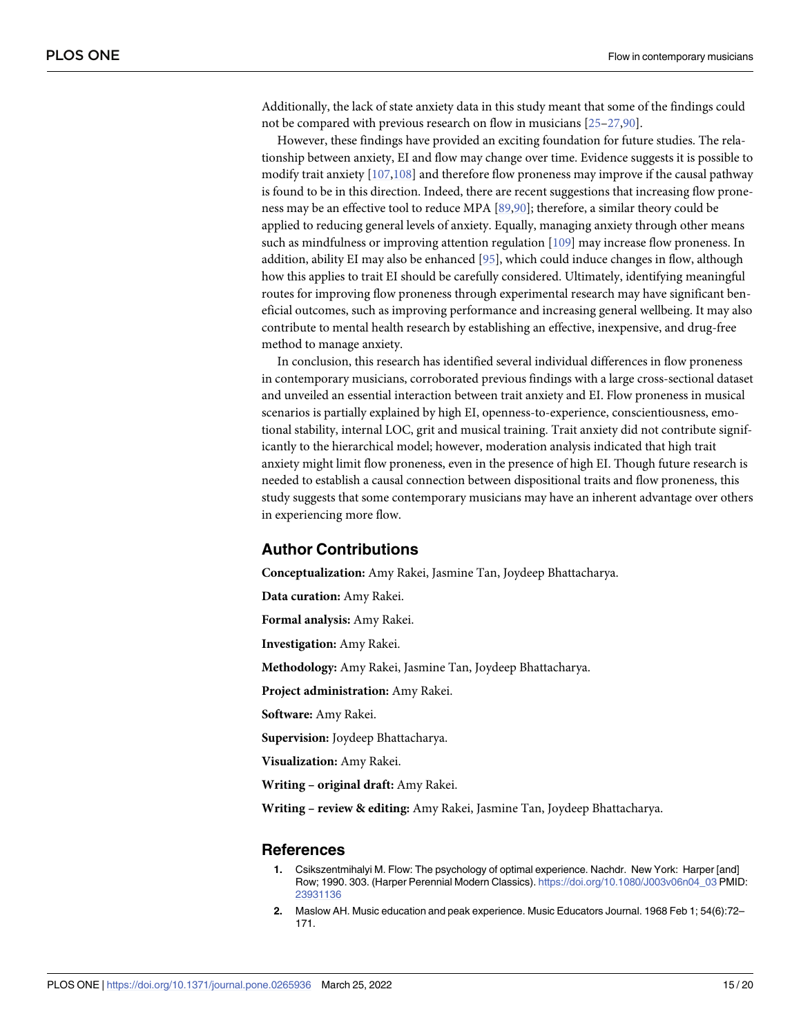Additionally, the lack of state anxiety data in this study meant that some of the findings could not be compared with previous research on flow in musicians [25–27,90].

However, these findings have provided an exciting foundation for future studies. The relationship between anxiety, EI and flow may change over time. Evidence suggests it is possible to modify trait anxiety [107,108] and therefore flow proneness may improve if the causal pathway is found to be in this direction. Indeed, there are recent suggestions that increasing flow proneness may be an effective tool to reduce MPA [89,90]; therefore, a similar theory could be applied to reducing general levels of anxiety. Equally, managing anxiety through other means such as mindfulness or improving attention regulation [109] may increase flow proneness. In addition, ability EI may also be enhanced [95], which could induce changes in flow, although how this applies to trait EI should be carefully considered. Ultimately, identifying meaningful routes for improving flow proneness through experimental research may have significant beneficial outcomes, such as improving performance and increasing general wellbeing. It may also contribute to mental health research by establishing an effective, inexpensive, and drug-free method to manage anxiety.

In conclusion, this research has identified several individual differences in flow proneness in contemporary musicians, corroborated previous findings with a large cross-sectional dataset and unveiled an essential interaction between trait anxiety and EI. Flow proneness in musical scenarios is partially explained by high EI, openness-to-experience, conscientiousness, emotional stability, internal LOC, grit and musical training. Trait anxiety did not contribute significantly to the hierarchical model; however, moderation analysis indicated that high trait anxiety might limit flow proneness, even in the presence of high EI. Though future research is needed to establish a causal connection between dispositional traits and flow proneness, this study suggests that some contemporary musicians may have an inherent advantage over others in experiencing more flow.

## Author Contributions

**Conceptualization:** Amy Rakei, Jasmine Tan, Joydeep Bhattacharya.

**Data curation:** Amy Rakei.

**Formal analysis:** Amy Rakei.

**Investigation:** Amy Rakei.

**Methodology:** Amy Rakei, Jasmine Tan, Joydeep Bhattacharya.

**Project administration:** Amy Rakei.

**Software:** Amy Rakei.

**Supervision:** Joydeep Bhattacharya.

**Visualization:** Amy Rakei.

**Writing – original draft:** Amy Rakei.

**Writing – review & editing:** Amy Rakei, Jasmine Tan, Joydeep Bhattacharya.

## References

1. Csikszentmihalyi M. Flow: The psychology of optimal experience. Nachdr. New York: Harper [and] Row; 1990. 303. (Harper Perennial Modern Classics). https://doi.org/10.1080/J003v06n04_03 PMID: 23931136
2. Maslow AH. Music education and peak experience. Music Educators Journal. 1968 Feb 1; 54(6):72–171.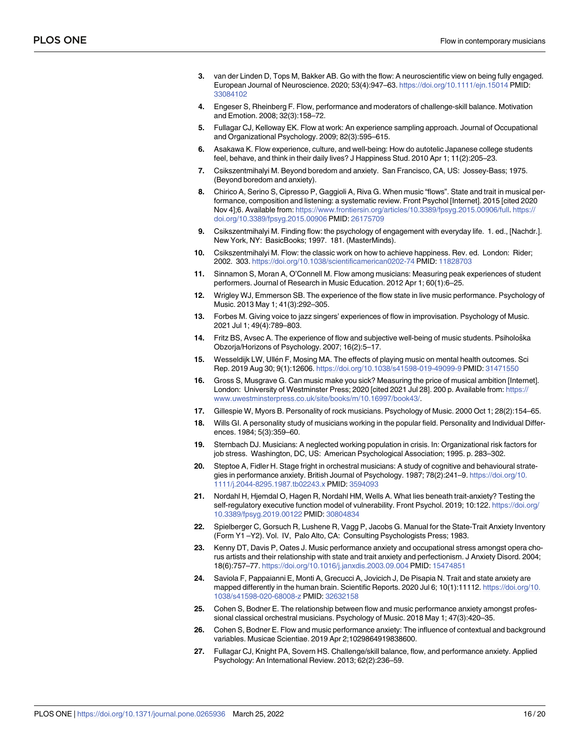3. van der Linden D, Tops M, Bakker AB. Go with the flow: A neuroscientific view on being fully engaged. European Journal of Neuroscience. 2020; 53(4):947–63. https://doi.org/10.1111/ejn.15014 PMID: 33084102
4. Engeser S, Rheinberg F. Flow, performance and moderators of challenge-skill balance. Motivation and Emotion. 2008; 32(3):158–72.
5. Fullagar CJ, Kelloway EK. Flow at work: An experience sampling approach. Journal of Occupational and Organizational Psychology. 2009; 82(3):595–615.
6. Asakawa K. Flow experience, culture, and well-being: How do autotelic Japanese college students feel, behave, and think in their daily lives? J Happiness Stud. 2010 Apr 1; 11(2):205–23.
7. Csikszentmihalyi M. Beyond boredom and anxiety. San Francisco, CA, US: Jossey-Bass; 1975. (Beyond boredom and anxiety).
8. Chirico A, Serino S, Cipresso P, Gaggioli A, Riva G. When music "flows". State and trait in musical performance, composition and listening: a systematic review. Front Psychol [Internet]. 2015 [cited 2020 Nov 4];6. Available from: https://www.frontiersin.org/articles/10.3389/fpsyg.2015.00906/full. https://doi.org/10.3389/fpsyg.2015.00906 PMID: 26175709
9. Csikszentmihalyi M. Finding flow: the psychology of engagement with everyday life. 1. ed., [Nachdr.]. New York, NY: BasicBooks; 1997. 181. (MasterMinds).
10. Csikszentmihalyi M. Flow: the classic work on how to achieve happiness. Rev. ed. London: Rider; 2002. 303. https://doi.org/10.1038/scientificamerican0202-74 PMID: 11828703
11. Sinnamon S, Moran A, O'Connell M. Flow among musicians: Measuring peak experiences of student performers. Journal of Research in Music Education. 2012 Apr 1; 60(1):6–25.
12. Wrigley WJ, Emmerson SB. The experience of the flow state in live music performance. Psychology of Music. 2013 May 1; 41(3):292–305.
13. Forbes M. Giving voice to jazz singers' experiences of flow in improvisation. Psychology of Music. 2021 Jul 1; 49(4):789–803.
14. Fritz BS, Avsec A. The experience of flow and subjective well-being of music students. Psihološka Obzorja/Horizons of Psychology. 2007; 16(2):5–17.
15. Wesseldijk LW, Ullén F, Mosing MA. The effects of playing music on mental health outcomes. Sci Rep. 2019 Aug 30; 9(1):12606. https://doi.org/10.1038/s41598-019-49099-9 PMID: 31471550
16. Gross S, Musgrave G. Can music make you sick? Measuring the price of musical ambition [Internet]. London: University of Westminster Press; 2020 [cited 2021 Jul 28]. 200 p. Available from: https://www.uwestminsterpress.co.uk/site/books/m/10.16997/book43/.
17. Gillespie W, Myors B. Personality of rock musicians. Psychology of Music. 2000 Oct 1; 28(2):154–65.
18. Wills GI. A personality study of musicians working in the popular field. Personality and Individual Differences. 1984; 5(3):359–60.
19. Sternbach DJ. Musicians: A neglected working population in crisis. In: Organizational risk factors for job stress. Washington, DC, US: American Psychological Association; 1995. p. 283–302.
20. Steptoe A, Fidler H. Stage fright in orchestral musicians: A study of cognitive and behavioural strategies in performance anxiety. British Journal of Psychology. 1987; 78(2):241–9. https://doi.org/10.1111/j.2044-8295.1987.tb02243.x PMID: 3594093
21. Nordahl H, Hjemdal O, Hagen R, Nordahl HM, Wells A. What lies beneath trait-anxiety? Testing the self-regulatory executive function model of vulnerability. Front Psychol. 2019; 10:122. https://doi.org/10.3389/fpsyg.2019.00122 PMID: 30804834
22. Spielberger C, Gorsuch R, Lushene R, Vagg P, Jacobs G. Manual for the State-Trait Anxiety Inventory (Form Y1 –Y2). Vol. IV, Palo Alto, CA: Consulting Psychologists Press; 1983.
23. Kenny DT, Davis P, Oates J. Music performance anxiety and occupational stress amongst opera chorus artists and their relationship with state and trait anxiety and perfectionism. J Anxiety Disord. 2004; 18(6):757–77. https://doi.org/10.1016/j.janxdis.2003.09.004 PMID: 15474851
24. Saviola F, Pappaianni E, Monti A, Grecucci A, Jovicich J, De Pisapia N. Trait and state anxiety are mapped differently in the human brain. Scientific Reports. 2020 Jul 6; 10(1):11112. https://doi.org/10.1038/s41598-020-68008-z PMID: 32632158
25. Cohen S, Bodner E. The relationship between flow and music performance anxiety amongst professional classical orchestral musicians. Psychology of Music. 2018 May 1; 47(3):420–35.
26. Cohen S, Bodner E. Flow and music performance anxiety: The influence of contextual and background variables. Musicae Scientiae. 2019 Apr 2;1029864919838600.
27. Fullagar CJ, Knight PA, Sovern HS. Challenge/skill balance, flow, and performance anxiety. Applied Psychology: An International Review. 2013; 62(2):236–59.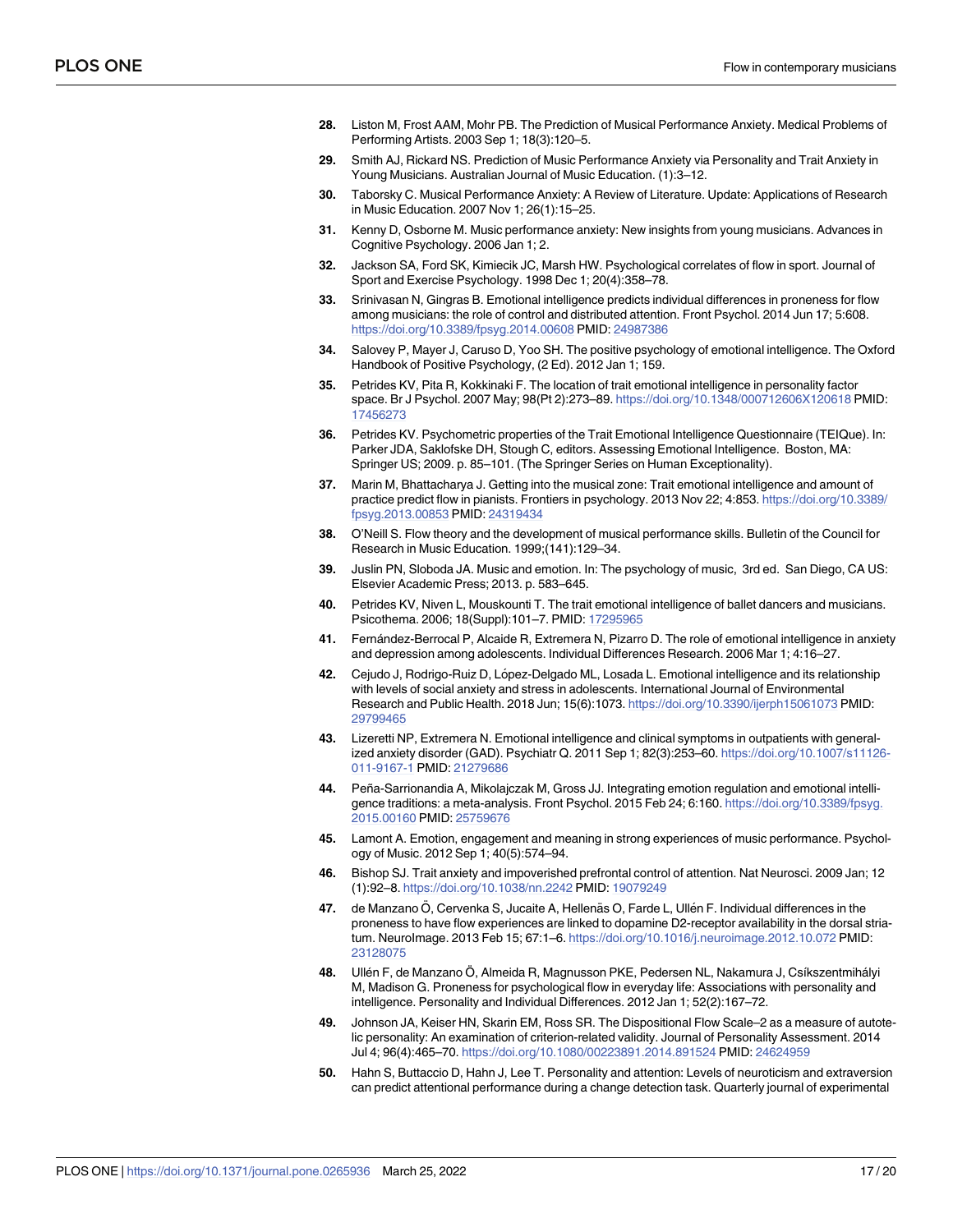28. Liston M, Frost AAM, Mohr PB. The Prediction of Musical Performance Anxiety. Medical Problems of Performing Artists. 2003 Sep 1; 18(3):120–5.
29. Smith AJ, Rickard NS. Prediction of Music Performance Anxiety via Personality and Trait Anxiety in Young Musicians. Australian Journal of Music Education. (1):3–12.
30. Taborsky C. Musical Performance Anxiety: A Review of Literature. Update: Applications of Research in Music Education. 2007 Nov 1; 26(1):15–25.
31. Kenny D, Osborne M. Music performance anxiety: New insights from young musicians. Advances in Cognitive Psychology. 2006 Jan 1; 2.
32. Jackson SA, Ford SK, Kimiecik JC, Marsh HW. Psychological correlates of flow in sport. Journal of Sport and Exercise Psychology. 1998 Dec 1; 20(4):358–78.
33. Srinivasan N, Gingras B. Emotional intelligence predicts individual differences in proneness for flow among musicians: the role of control and distributed attention. Front Psychol. 2014 Jun 17; 5:608. https://doi.org/10.3389/fpsyg.2014.00608 PMID: 24987386
34. Salovey P, Mayer J, Caruso D, Yoo SH. The positive psychology of emotional intelligence. The Oxford Handbook of Positive Psychology, (2 Ed). 2012 Jan 1; 159.
35. Petrides KV, Pita R, Kokkinaki F. The location of trait emotional intelligence in personality factor space. Br J Psychol. 2007 May; 98(Pt 2):273–89. https://doi.org/10.1348/000712606X120618 PMID: 17456273
36. Petrides KV. Psychometric properties of the Trait Emotional Intelligence Questionnaire (TEIQue). In: Parker JDA, Saklofske DH, Stough C, editors. Assessing Emotional Intelligence. Boston, MA: Springer US; 2009. p. 85–101. (The Springer Series on Human Exceptionality).
37. Marin M, Bhattacharya J. Getting into the musical zone: Trait emotional intelligence and amount of practice predict flow in pianists. Frontiers in psychology. 2013 Nov 22; 4:853. https://doi.org/10.3389/fpsyg.2013.00853 PMID: 24319434
38. O'Neill S. Flow theory and the development of musical performance skills. Bulletin of the Council for Research in Music Education. 1999;(141):129–34.
39. Juslin PN, Sloboda JA. Music and emotion. In: The psychology of music, 3rd ed. San Diego, CA US: Elsevier Academic Press; 2013. p. 583–645.
40. Petrides KV, Niven L, Mouskounti T. The trait emotional intelligence of ballet dancers and musicians. Psicothema. 2006; 18(Suppl):101–7. PMID: 17295965
41. Fernández-Berrocal P, Alcaide R, Extremera N, Pizarro D. The role of emotional intelligence in anxiety and depression among adolescents. Individual Differences Research. 2006 Mar 1; 4:16–27.
42. Cejudo J, Rodrigo-Ruiz D, López-Delgado ML, Losada L. Emotional intelligence and its relationship with levels of social anxiety and stress in adolescents. International Journal of Environmental Research and Public Health. 2018 Jun; 15(6):1073. https://doi.org/10.3390/ijerph15061073 PMID: 29799465
43. Lizeretti NP, Extremera N. Emotional intelligence and clinical symptoms in outpatients with generalized anxiety disorder (GAD). Psychiatr Q. 2011 Sep 1; 82(3):253–60. https://doi.org/10.1007/s11126-011-9167-1 PMID: 21279686
44. Peña-Sarrionandia A, Mikolajczak M, Gross JJ. Integrating emotion regulation and emotional intelligence traditions: a meta-analysis. Front Psychol. 2015 Feb 24; 6:160. https://doi.org/10.3389/fpsyg.2015.00160 PMID: 25759676
45. Lamont A. Emotion, engagement and meaning in strong experiences of music performance. Psychology of Music. 2012 Sep 1; 40(5):574–94.
46. Bishop SJ. Trait anxiety and impoverished prefrontal control of attention. Nat Neurosci. 2009 Jan; 12(1):92–8. https://doi.org/10.1038/nn.2242 PMID: 19079249
47. de Manzano Ö, Cervenka S, Jucaite A, Hellenäs O, Farde L, Ullén F. Individual differences in the proneness to have flow experiences are linked to dopamine D2-receptor availability in the dorsal striatum. NeuroImage. 2013 Feb 15; 67:1–6. https://doi.org/10.1016/j.neuroimage.2012.10.072 PMID: 23128075
48. Ullén F, de Manzano Ö, Almeida R, Magnusson PKE, Pedersen NL, Nakamura J, Csíkszentmihályi M, Madison G. Proneness for psychological flow in everyday life: Associations with personality and intelligence. Personality and Individual Differences. 2012 Jan 1; 52(2):167–72.
49. Johnson JA, Keiser HN, Skarin EM, Ross SR. The Dispositional Flow Scale–2 as a measure of autotelic personality: An examination of criterion-related validity. Journal of Personality Assessment. 2014 Jul 4; 96(4):465–70. https://doi.org/10.1080/00223891.2014.891524 PMID: 24624959
50. Hahn S, Buttaccio D, Hahn J, Lee T. Personality and attention: Levels of neuroticism and extraversion can predict attentional performance during a change detection task. Quarterly journal of experimental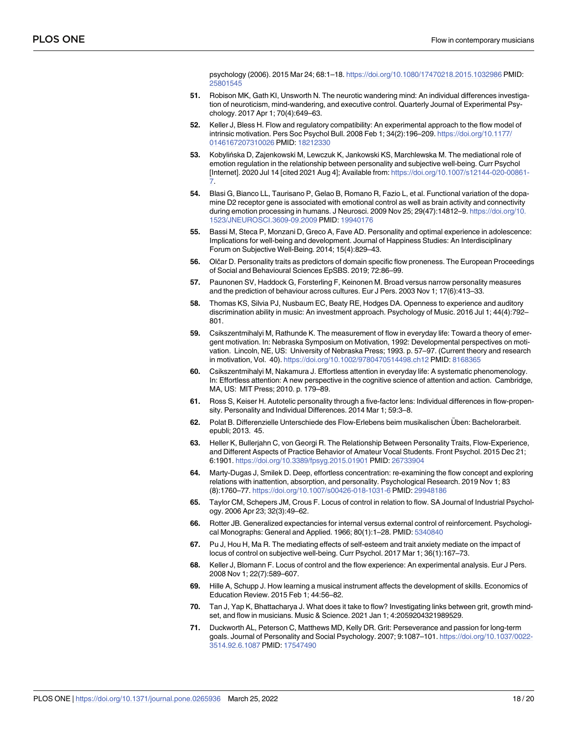psychology (2006). 2015 Mar 24; 68:1–18. https://doi.org/10.1080/17470218.2015.1032986 PMID: 25801545

51. Robison MK, Gath KI, Unsworth N. The neurotic wandering mind: An individual differences investigation of neuroticism, mind-wandering, and executive control. Quarterly Journal of Experimental Psychology. 2017 Apr 1; 70(4):649–63.

52. Keller J, Bless H. Flow and regulatory compatibility: An experimental approach to the flow model of intrinsic motivation. Pers Soc Psychol Bull. 2008 Feb 1; 34(2):196–209. https://doi.org/10.1177/0146167207310026 PMID: 18212330

53. Kobylińska D, Zajenkowski M, Lewczuk K, Jankowski KS, Marchlewska M. The mediational role of emotion regulation in the relationship between personality and subjective well-being. Curr Psychol [Internet]. 2020 Jul 14 [cited 2021 Aug 4]; Available from: https://doi.org/10.1007/s12144-020-00861-7.

54. Blasi G, Bianco LL, Taurisano P, Gelao B, Romano R, Fazio L, et al. Functional variation of the dopamine D2 receptor gene is associated with emotional control as well as brain activity and connectivity during emotion processing in humans. J Neurosci. 2009 Nov 25; 29(47):14812–9. https://doi.org/10.1523/JNEUROSCI.3609-09.2009 PMID: 19940176

55. Bassi M, Steca P, Monzani D, Greco A, Fave AD. Personality and optimal experience in adolescence: Implications for well-being and development. Journal of Happiness Studies: An Interdisciplinary Forum on Subjective Well-Being. 2014; 15(4):829–43.

56. Olčar D. Personality traits as predictors of domain specific flow proneness. The European Proceedings of Social and Behavioural Sciences EpSBS. 2019; 72:86–99.

57. Paunonen SV, Haddock G, Forsterling F, Keinonen M. Broad versus narrow personality measures and the prediction of behaviour across cultures. Eur J Pers. 2003 Nov 1; 17(6):413–33.

58. Thomas KS, Silvia PJ, Nusbaum EC, Beaty RE, Hodges DA. Openness to experience and auditory discrimination ability in music: An investment approach. Psychology of Music. 2016 Jul 1; 44(4):792–801.

59. Csikszentmihalyi M, Rathunde K. The measurement of flow in everyday life: Toward a theory of emergent motivation. In: Nebraska Symposium on Motivation, 1992: Developmental perspectives on motivation. Lincoln, NE, US: University of Nebraska Press; 1993. p. 57–97. (Current theory and research in motivation, Vol. 40). https://doi.org/10.1002/9780470514498.ch12 PMID: 8168365

60. Csikszentmihalyi M, Nakamura J. Effortless attention in everyday life: A systematic phenomenology. In: Effortless attention: A new perspective in the cognitive science of attention and action. Cambridge, MA, US: MIT Press; 2010. p. 179–89.

61. Ross S, Keiser H. Autotelic personality through a five-factor lens: Individual differences in flow-propensity. Personality and Individual Differences. 2014 Mar 1; 59:3–8.

62. Polat B. Differenzielle Unterschiede des Flow-Erlebens beim musikalischen Üben: Bachelorarbeit. epubli; 2013. 45.

63. Heller K, Bullerjahn C, von Georgi R. The Relationship Between Personality Traits, Flow-Experience, and Different Aspects of Practice Behavior of Amateur Vocal Students. Front Psychol. 2015 Dec 21; 6:1901. https://doi.org/10.3389/fpsyg.2015.01901 PMID: 26733904

64. Marty-Dugas J, Smilek D. Deep, effortless concentration: re-examining the flow concept and exploring relations with inattention, absorption, and personality. Psychological Research. 2019 Nov 1; 83 (8):1760–77. https://doi.org/10.1007/s00426-018-1031-6 PMID: 29948186

65. Taylor CM, Schepers JM, Crous F. Locus of control in relation to flow. SA Journal of Industrial Psychology. 2006 Apr 23; 32(3):49–62.

66. Rotter JB. Generalized expectancies for internal versus external control of reinforcement. Psychological Monographs: General and Applied. 1966; 80(1):1–28. PMID: 5340840

67. Pu J, Hou H, Ma R. The mediating effects of self-esteem and trait anxiety mediate on the impact of locus of control on subjective well-being. Curr Psychol. 2017 Mar 1; 36(1):167–73.

68. Keller J, Blomann F. Locus of control and the flow experience: An experimental analysis. Eur J Pers. 2008 Nov 1; 22(7):589–607.

69. Hille A, Schupp J. How learning a musical instrument affects the development of skills. Economics of Education Review. 2015 Feb 1; 44:56–82.

70. Tan J, Yap K, Bhattacharya J. What does it take to flow? Investigating links between grit, growth mindset, and flow in musicians. Music & Science. 2021 Jan 1; 4:2059204321989529.

71. Duckworth AL, Peterson C, Matthews MD, Kelly DR. Grit: Perseverance and passion for long-term goals. Journal of Personality and Social Psychology. 2007; 9:1087–101. https://doi.org/10.1037/0022-3514.92.6.1087 PMID: 17547490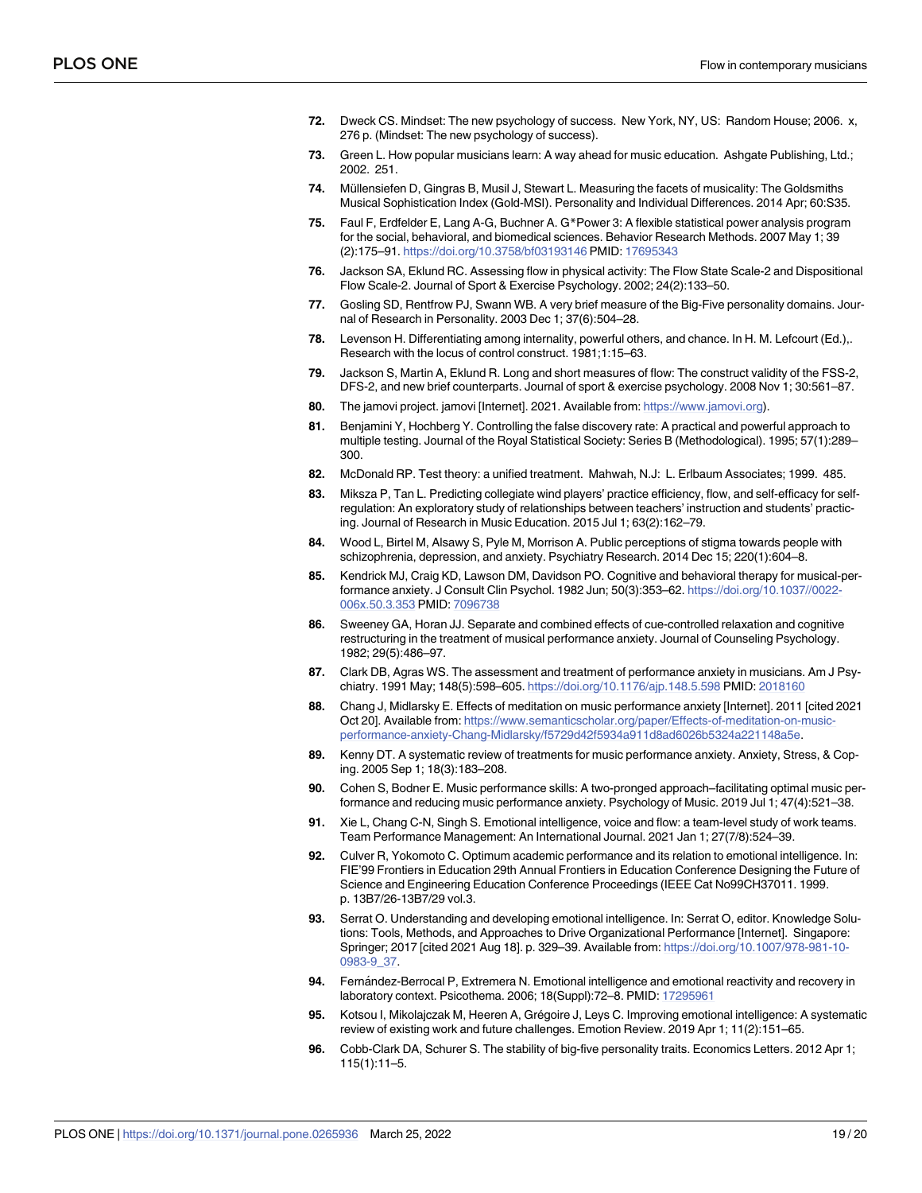72. Dweck CS. Mindset: The new psychology of success. New York, NY, US: Random House; 2006. x, 276 p. (Mindset: The new psychology of success).

73. Green L. How popular musicians learn: A way ahead for music education. Ashgate Publishing, Ltd.; 2002. 251.

74. Müllensiefen D, Gingras B, Musil J, Stewart L. Measuring the facets of musicality: The Goldsmiths Musical Sophistication Index (Gold-MSI). Personality and Individual Differences. 2014 Apr; 60:S35.

75. Faul F, Erdfelder E, Lang A-G, Buchner A. G*Power 3: A flexible statistical power analysis program for the social, behavioral, and biomedical sciences. Behavior Research Methods. 2007 May 1; 39 (2):175–91. https://doi.org/10.3758/bf03193146 PMID: 17695343

76. Jackson SA, Eklund RC. Assessing flow in physical activity: The Flow State Scale-2 and Dispositional Flow Scale-2. Journal of Sport & Exercise Psychology. 2002; 24(2):133–50.

77. Gosling SD, Rentfrow PJ, Swann WB. A very brief measure of the Big-Five personality domains. Journal of Research in Personality. 2003 Dec 1; 37(6):504–28.

78. Levenson H. Differentiating among internality, powerful others, and chance. In H. M. Lefcourt (Ed.),. Research with the locus of control construct. 1981;1:15–63.

79. Jackson S, Martin A, Eklund R. Long and short measures of flow: The construct validity of the FSS-2, DFS-2, and new brief counterparts. Journal of sport & exercise psychology. 2008 Nov 1; 30:561–87.

80. The jamovi project. jamovi [Internet]. 2021. Available from: https://www.jamovi.org).

81. Benjamini Y, Hochberg Y. Controlling the false discovery rate: A practical and powerful approach to multiple testing. Journal of the Royal Statistical Society: Series B (Methodological). 1995; 57(1):289–300.

82. McDonald RP. Test theory: a unified treatment. Mahwah, N.J: L. Erlbaum Associates; 1999. 485.

83. Miksza P, Tan L. Predicting collegiate wind players' practice efficiency, flow, and self-efficacy for self-regulation: An exploratory study of relationships between teachers' instruction and students' practicing. Journal of Research in Music Education. 2015 Jul 1; 63(2):162–79.

84. Wood L, Birtel M, Alsawy S, Pyle M, Morrison A. Public perceptions of stigma towards people with schizophrenia, depression, and anxiety. Psychiatry Research. 2014 Dec 15; 220(1):604–8.

85. Kendrick MJ, Craig KD, Lawson DM, Davidson PO. Cognitive and behavioral therapy for musical-performance anxiety. J Consult Clin Psychol. 1982 Jun; 50(3):353–62. https://doi.org/10.1037//0022-006x.50.3.353 PMID: 7096738

86. Sweeney GA, Horan JJ. Separate and combined effects of cue-controlled relaxation and cognitive restructuring in the treatment of musical performance anxiety. Journal of Counseling Psychology. 1982; 29(5):486–97.

87. Clark DB, Agras WS. The assessment and treatment of performance anxiety in musicians. Am J Psychiatry. 1991 May; 148(5):598–605. https://doi.org/10.1176/ajp.148.5.598 PMID: 2018160

88. Chang J, Midlarsky E. Effects of meditation on music performance anxiety [Internet]. 2011 [cited 2021 Oct 20]. Available from: https://www.semanticscholar.org/paper/Effects-of-meditation-on-music-performance-anxiety-Chang-Midlarsky/f5729d42f5934a911d8ad6026b5324a221148a5e.

89. Kenny DT. A systematic review of treatments for music performance anxiety. Anxiety, Stress, & Coping. 2005 Sep 1; 18(3):183–208.

90. Cohen S, Bodner E. Music performance skills: A two-pronged approach–facilitating optimal music performance and reducing music performance anxiety. Psychology of Music. 2019 Jul 1; 47(4):521–38.

91. Xie L, Chang C-N, Singh S. Emotional intelligence, voice and flow: a team-level study of work teams. Team Performance Management: An International Journal. 2021 Jan 1; 27(7/8):524–39.

92. Culver R, Yokomoto C. Optimum academic performance and its relation to emotional intelligence. In: FIE'99 Frontiers in Education 29th Annual Frontiers in Education Conference Designing the Future of Science and Engineering Education Conference Proceedings (IEEE Cat No99CH37011. 1999. p. 13B7/26-13B7/29 vol.3.

93. Serrat O. Understanding and developing emotional intelligence. In: Serrat O, editor. Knowledge Solutions: Tools, Methods, and Approaches to Drive Organizational Performance [Internet]. Singapore: Springer; 2017 [cited 2021 Aug 18]. p. 329–39. Available from: https://doi.org/10.1007/978-981-10-0983-9_37.

94. Fernández-Berrocal P, Extremera N. Emotional intelligence and emotional reactivity and recovery in laboratory context. Psicothema. 2006; 18(Suppl):72–8. PMID: 17295961

95. Kotsou I, Mikolajczak M, Heeren A, Grégoire J, Leys C. Improving emotional intelligence: A systematic review of existing work and future challenges. Emotion Review. 2019 Apr 1; 11(2):151–65.

96. Cobb-Clark DA, Schurer S. The stability of big-five personality traits. Economics Letters. 2012 Apr 1; 115(1):11–5.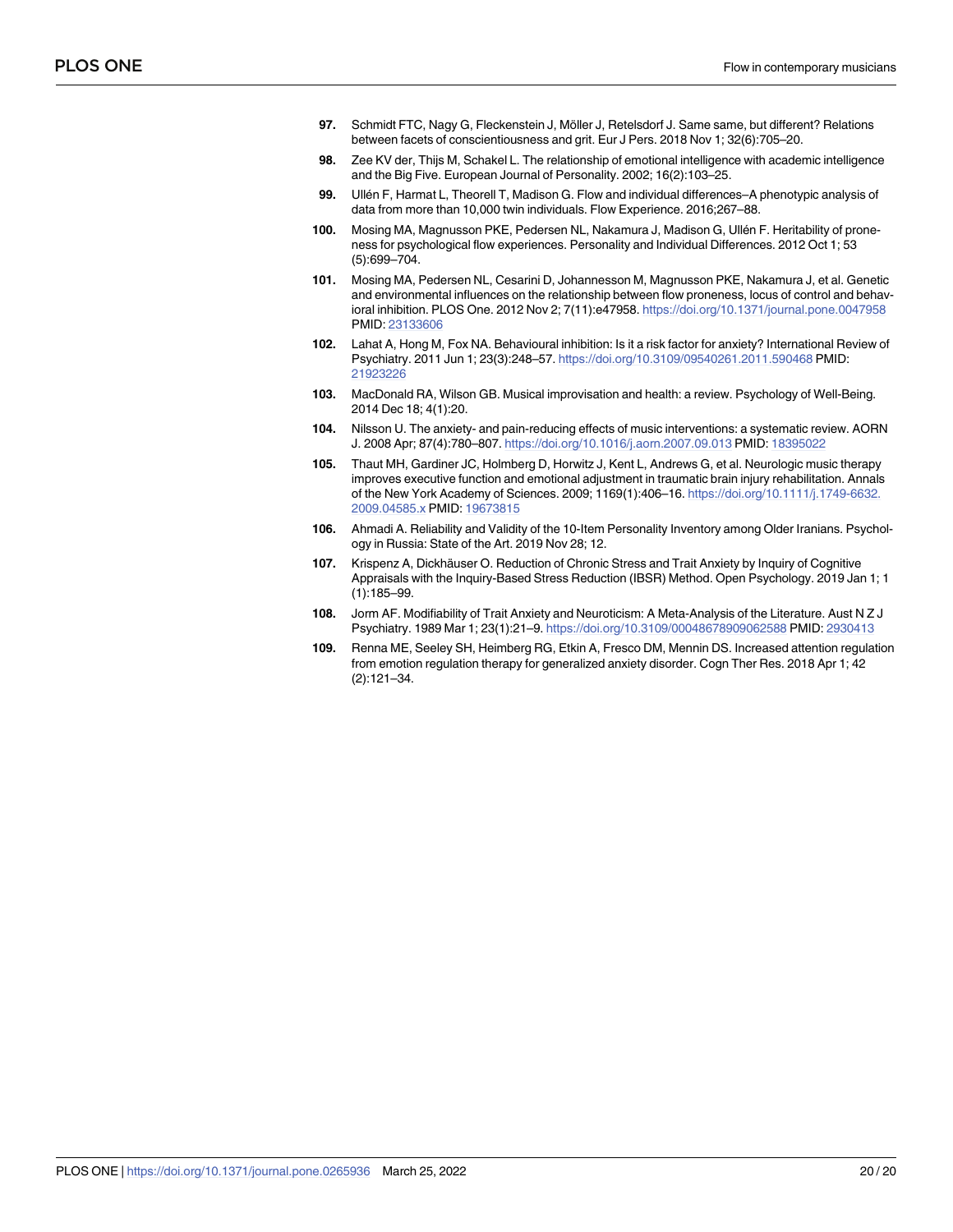97. Schmidt FTC, Nagy G, Fleckenstein J, Möller J, Retelsdorf J. Same same, but different? Relations between facets of conscientiousness and grit. Eur J Pers. 2018 Nov 1; 32(6):705–20.
98. Zee KV der, Thijs M, Schakel L. The relationship of emotional intelligence with academic intelligence and the Big Five. European Journal of Personality. 2002; 16(2):103–25.
99. Ullén F, Harmat L, Theorell T, Madison G. Flow and individual differences–A phenotypic analysis of data from more than 10,000 twin individuals. Flow Experience. 2016;267–88.
100. Mosing MA, Magnusson PKE, Pedersen NL, Nakamura J, Madison G, Ullén F. Heritability of proneness for psychological flow experiences. Personality and Individual Differences. 2012 Oct 1; 53 (5):699–704.
101. Mosing MA, Pedersen NL, Cesarini D, Johannesson M, Magnusson PKE, Nakamura J, et al. Genetic and environmental influences on the relationship between flow proneness, locus of control and behavioral inhibition. PLOS One. 2012 Nov 2; 7(11):e47958. https://doi.org/10.1371/journal.pone.0047958 PMID: 23133606
102. Lahat A, Hong M, Fox NA. Behavioural inhibition: Is it a risk factor for anxiety? International Review of Psychiatry. 2011 Jun 1; 23(3):248–57. https://doi.org/10.3109/09540261.2011.590468 PMID: 21923226
103. MacDonald RA, Wilson GB. Musical improvisation and health: a review. Psychology of Well-Being. 2014 Dec 18; 4(1):20.
104. Nilsson U. The anxiety- and pain-reducing effects of music interventions: a systematic review. AORN J. 2008 Apr; 87(4):780–807. https://doi.org/10.1016/j.aorn.2007.09.013 PMID: 18395022
105. Thaut MH, Gardiner JC, Holmberg D, Horwitz J, Kent L, Andrews G, et al. Neurologic music therapy improves executive function and emotional adjustment in traumatic brain injury rehabilitation. Annals of the New York Academy of Sciences. 2009; 1169(1):406–16. https://doi.org/10.1111/j.1749-6632.2009.04585.x PMID: 19673815
106. Ahmadi A. Reliability and Validity of the 10-Item Personality Inventory among Older Iranians. Psychology in Russia: State of the Art. 2019 Nov 28; 12.
107. Krispenz A, Dickhäuser O. Reduction of Chronic Stress and Trait Anxiety by Inquiry of Cognitive Appraisals with the Inquiry-Based Stress Reduction (IBSR) Method. Open Psychology. 2019 Jan 1; 1 (1):185–99.
108. Jorm AF. Modifiability of Trait Anxiety and Neuroticism: A Meta-Analysis of the Literature. Aust N Z J Psychiatry. 1989 Mar 1; 23(1):21–9. https://doi.org/10.3109/00048678909062588 PMID: 2930413
109. Renna ME, Seeley SH, Heimberg RG, Etkin A, Fresco DM, Mennin DS. Increased attention regulation from emotion regulation therapy for generalized anxiety disorder. Cogn Ther Res. 2018 Apr 1; 42 (2):121–34.